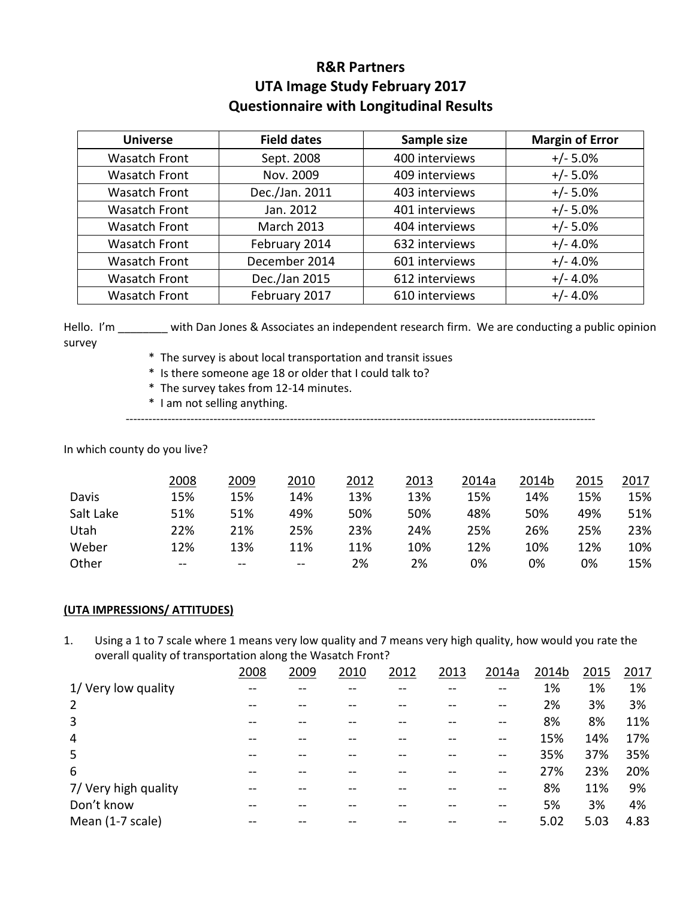# R&R Partners
# UTA Image Study February 2017
# Questionnaire with Longitudinal Results

| Universe | Field dates | Sample size | Margin of Error |
|---|---|---|---|
| Wasatch Front | Sept. 2008 | 400 interviews | +/- 5.0% |
| Wasatch Front | Nov. 2009 | 409 interviews | +/- 5.0% |
| Wasatch Front | Dec./Jan. 2011 | 403 interviews | +/- 5.0% |
| Wasatch Front | Jan. 2012 | 401 interviews | +/- 5.0% |
| Wasatch Front | March 2013 | 404 interviews | +/- 5.0% |
| Wasatch Front | February 2014 | 632 interviews | +/- 4.0% |
| Wasatch Front | December 2014 | 601 interviews | +/- 4.0% |
| Wasatch Front | Dec./Jan 2015 | 612 interviews | +/- 4.0% |
| Wasatch Front | February 2017 | 610 interviews | +/- 4.0% |

Hello. I'm ________ with Dan Jones & Associates an independent research firm. We are conducting a public opinion survey

- * The survey is about local transportation and transit issues
- * Is there someone age 18 or older that I could talk to?
- * The survey takes from 12-14 minutes.
- * I am not selling anything.

---

In which county do you live?

| | 2008 | 2009 | 2010 | 2012 | 2013 | 2014a | 2014b | 2015 | 2017 |
|---|---|---|---|---|---|---|---|---|---|
| Davis | 15% | 15% | 14% | 13% | 13% | 15% | 14% | 15% | 15% |
| Salt Lake | 51% | 51% | 49% | 50% | 50% | 48% | 50% | 49% | 51% |
| Utah | 22% | 21% | 25% | 23% | 24% | 25% | 26% | 25% | 23% |
| Weber | 12% | 13% | 11% | 11% | 10% | 12% | 10% | 12% | 10% |
| Other | -- | -- | -- | 2% | 2% | 0% | 0% | 0% | 15% |

**(UTA IMPRESSIONS/ ATTITUDES)**

1. Using a 1 to 7 scale where 1 means very low quality and 7 means very high quality, how would you rate the overall quality of transportation along the Wasatch Front?

| | 2008 | 2009 | 2010 | 2012 | 2013 | 2014a | 2014b | 2015 | 2017 |
|---|---|---|---|---|---|---|---|---|---|
| 1/ Very low quality | -- | -- | -- | -- | -- | -- | 1% | 1% | 1% |
| 2 | -- | -- | -- | -- | -- | -- | 2% | 3% | 3% |
| 3 | -- | -- | -- | -- | -- | -- | 8% | 8% | 11% |
| 4 | -- | -- | -- | -- | -- | -- | 15% | 14% | 17% |
| 5 | -- | -- | -- | -- | -- | -- | 35% | 37% | 35% |
| 6 | -- | -- | -- | -- | -- | -- | 27% | 23% | 20% |
| 7/ Very high quality | -- | -- | -- | -- | -- | -- | 8% | 11% | 9% |
| Don't know | -- | -- | -- | -- | -- | -- | 5% | 3% | 4% |
| Mean (1-7 scale) | -- | -- | -- | -- | -- | -- | 5.02 | 5.03 | 4.83 |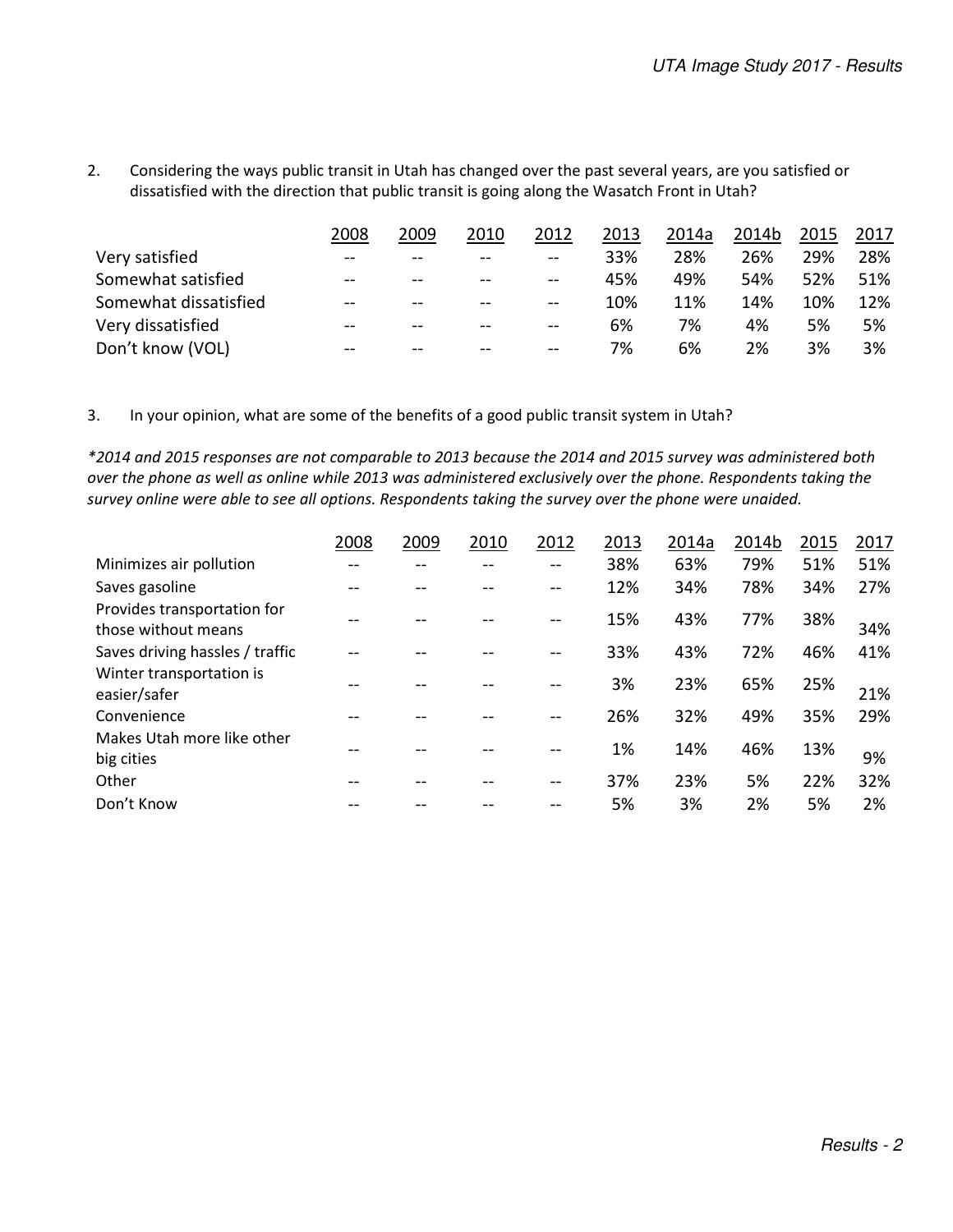2. Considering the ways public transit in Utah has changed over the past several years, are you satisfied or dissatisfied with the direction that public transit is going along the Wasatch Front in Utah?

| | 2008 | 2009 | 2010 | 2012 | 2013 | 2014a | 2014b | 2015 | 2017 |
|---|---|---|---|---|---|---|---|---|---|
| Very satisfied | -- | -- | -- | -- | 33% | 28% | 26% | 29% | 28% |
| Somewhat satisfied | -- | -- | -- | -- | 45% | 49% | 54% | 52% | 51% |
| Somewhat dissatisfied | -- | -- | -- | -- | 10% | 11% | 14% | 10% | 12% |
| Very dissatisfied | -- | -- | -- | -- | 6% | 7% | 4% | 5% | 5% |
| Don't know (VOL) | -- | -- | -- | -- | 7% | 6% | 2% | 3% | 3% |

3. In your opinion, what are some of the benefits of a good public transit system in Utah?

*\*2014 and 2015 responses are not comparable to 2013 because the 2014 and 2015 survey was administered both over the phone as well as online while 2013 was administered exclusively over the phone. Respondents taking the survey online were able to see all options. Respondents taking the survey over the phone were unaided.*

| | 2008 | 2009 | 2010 | 2012 | 2013 | 2014a | 2014b | 2015 | 2017 |
|---|---|---|---|---|---|---|---|---|---|
| Minimizes air pollution | -- | -- | -- | -- | 38% | 63% | 79% | 51% | 51% |
| Saves gasoline | -- | -- | -- | -- | 12% | 34% | 78% | 34% | 27% |
| Provides transportation for those without means | -- | -- | -- | -- | 15% | 43% | 77% | 38% | 34% |
| Saves driving hassles / traffic | -- | -- | -- | -- | 33% | 43% | 72% | 46% | 41% |
| Winter transportation is easier/safer | -- | -- | -- | -- | 3% | 23% | 65% | 25% | 21% |
| Convenience | -- | -- | -- | -- | 26% | 32% | 49% | 35% | 29% |
| Makes Utah more like other big cities | -- | -- | -- | -- | 1% | 14% | 46% | 13% | 9% |
| Other | -- | -- | -- | -- | 37% | 23% | 5% | 22% | 32% |
| Don't Know | -- | -- | -- | -- | 5% | 3% | 2% | 5% | 2% |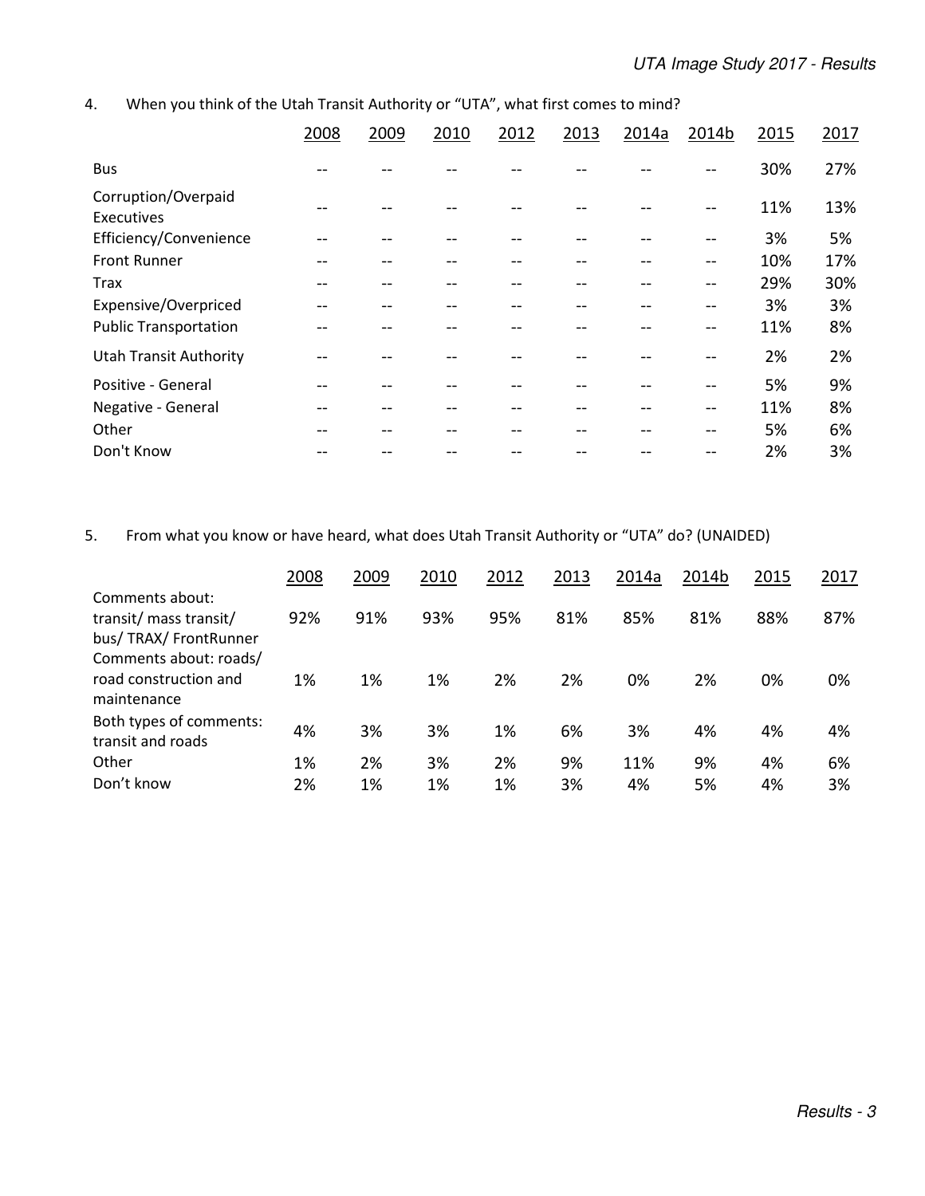4. When you think of the Utah Transit Authority or "UTA", what first comes to mind?

| | 2008 | 2009 | 2010 | 2012 | 2013 | 2014a | 2014b | 2015 | 2017 |
|---|---|---|---|---|---|---|---|---|---|
| Bus | -- | -- | -- | -- | -- | -- | -- | 30% | 27% |
| Corruption/Overpaid Executives | -- | -- | -- | -- | -- | -- | -- | 11% | 13% |
| Efficiency/Convenience | -- | -- | -- | -- | -- | -- | -- | 3% | 5% |
| Front Runner | -- | -- | -- | -- | -- | -- | -- | 10% | 17% |
| Trax | -- | -- | -- | -- | -- | -- | -- | 29% | 30% |
| Expensive/Overpriced | -- | -- | -- | -- | -- | -- | -- | 3% | 3% |
| Public Transportation | -- | -- | -- | -- | -- | -- | -- | 11% | 8% |
| Utah Transit Authority | -- | -- | -- | -- | -- | -- | -- | 2% | 2% |
| Positive - General | -- | -- | -- | -- | -- | -- | -- | 5% | 9% |
| Negative - General | -- | -- | -- | -- | -- | -- | -- | 11% | 8% |
| Other | -- | -- | -- | -- | -- | -- | -- | 5% | 6% |
| Don't Know | -- | -- | -- | -- | -- | -- | -- | 2% | 3% |

5. From what you know or have heard, what does Utah Transit Authority or "UTA" do? (UNAIDED)

| | 2008 | 2009 | 2010 | 2012 | 2013 | 2014a | 2014b | 2015 | 2017 |
|---|---|---|---|---|---|---|---|---|---|
| Comments about: transit/ mass transit/ bus/ TRAX/ FrontRunner | 92% | 91% | 93% | 95% | 81% | 85% | 81% | 88% | 87% |
| Comments about: roads/ road construction and maintenance | 1% | 1% | 1% | 2% | 2% | 0% | 2% | 0% | 0% |
| Both types of comments: transit and roads | 4% | 3% | 3% | 1% | 6% | 3% | 4% | 4% | 4% |
| Other | 1% | 2% | 3% | 2% | 9% | 11% | 9% | 4% | 6% |
| Don't know | 2% | 1% | 1% | 1% | 3% | 4% | 5% | 4% | 3% |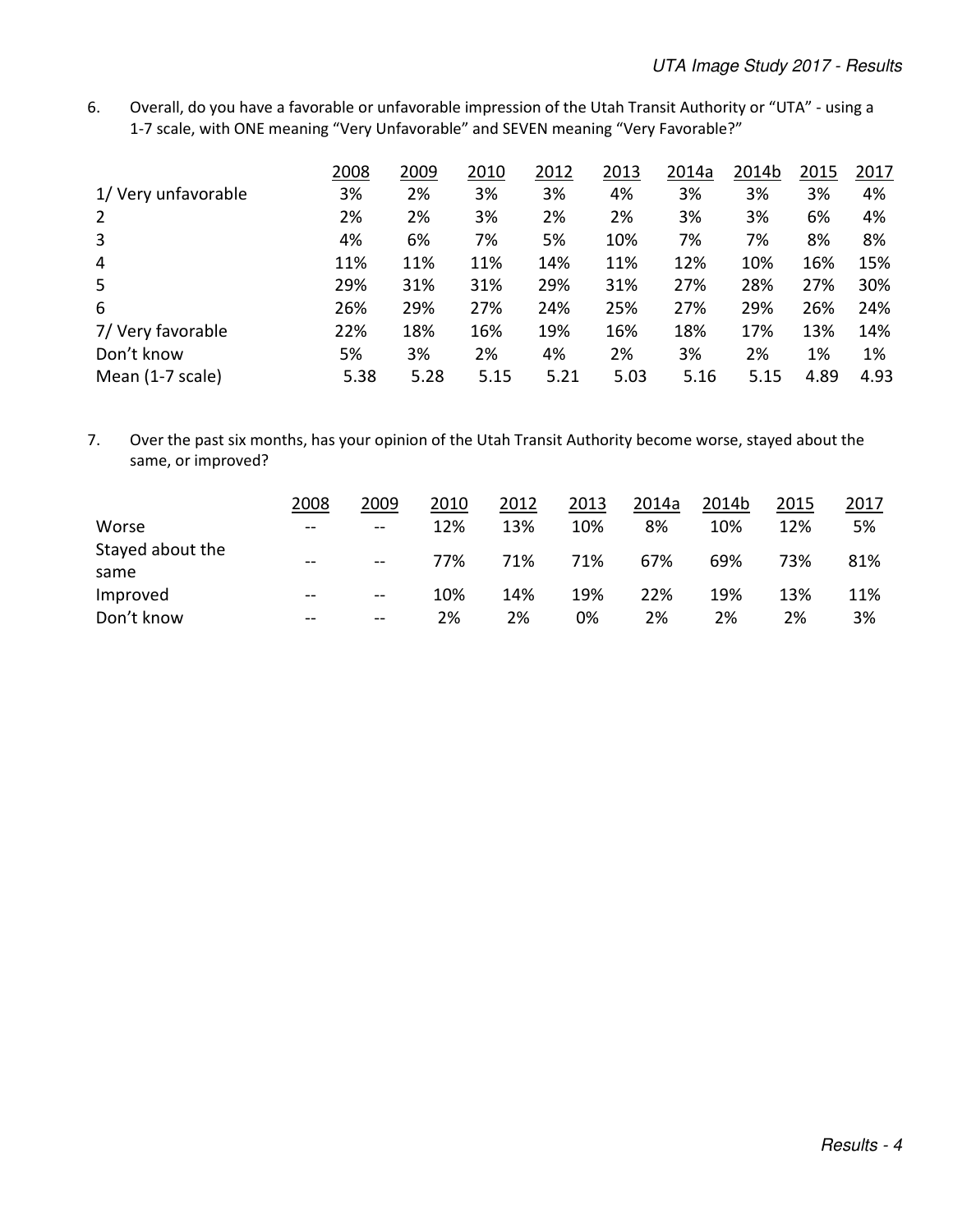6. Overall, do you have a favorable or unfavorable impression of the Utah Transit Authority or "UTA" - using a 1-7 scale, with ONE meaning "Very Unfavorable" and SEVEN meaning "Very Favorable?"

| | 2008 | 2009 | 2010 | 2012 | 2013 | 2014a | 2014b | 2015 | 2017 |
|---|---|---|---|---|---|---|---|---|---|
| 1/ Very unfavorable | 3% | 2% | 3% | 3% | 4% | 3% | 3% | 3% | 4% |
| 2 | 2% | 2% | 3% | 2% | 2% | 3% | 3% | 6% | 4% |
| 3 | 4% | 6% | 7% | 5% | 10% | 7% | 7% | 8% | 8% |
| 4 | 11% | 11% | 11% | 14% | 11% | 12% | 10% | 16% | 15% |
| 5 | 29% | 31% | 31% | 29% | 31% | 27% | 28% | 27% | 30% |
| 6 | 26% | 29% | 27% | 24% | 25% | 27% | 29% | 26% | 24% |
| 7/ Very favorable | 22% | 18% | 16% | 19% | 16% | 18% | 17% | 13% | 14% |
| Don't know | 5% | 3% | 2% | 4% | 2% | 3% | 2% | 1% | 1% |
| Mean (1-7 scale) | 5.38 | 5.28 | 5.15 | 5.21 | 5.03 | 5.16 | 5.15 | 4.89 | 4.93 |

7. Over the past six months, has your opinion of the Utah Transit Authority become worse, stayed about the same, or improved?

| | 2008 | 2009 | 2010 | 2012 | 2013 | 2014a | 2014b | 2015 | 2017 |
|---|---|---|---|---|---|---|---|---|---|
| Worse | -- | -- | 12% | 13% | 10% | 8% | 10% | 12% | 5% |
| Stayed about the same | -- | -- | 77% | 71% | 71% | 67% | 69% | 73% | 81% |
| Improved | -- | -- | 10% | 14% | 19% | 22% | 19% | 13% | 11% |
| Don't know | -- | -- | 2% | 2% | 0% | 2% | 2% | 2% | 3% |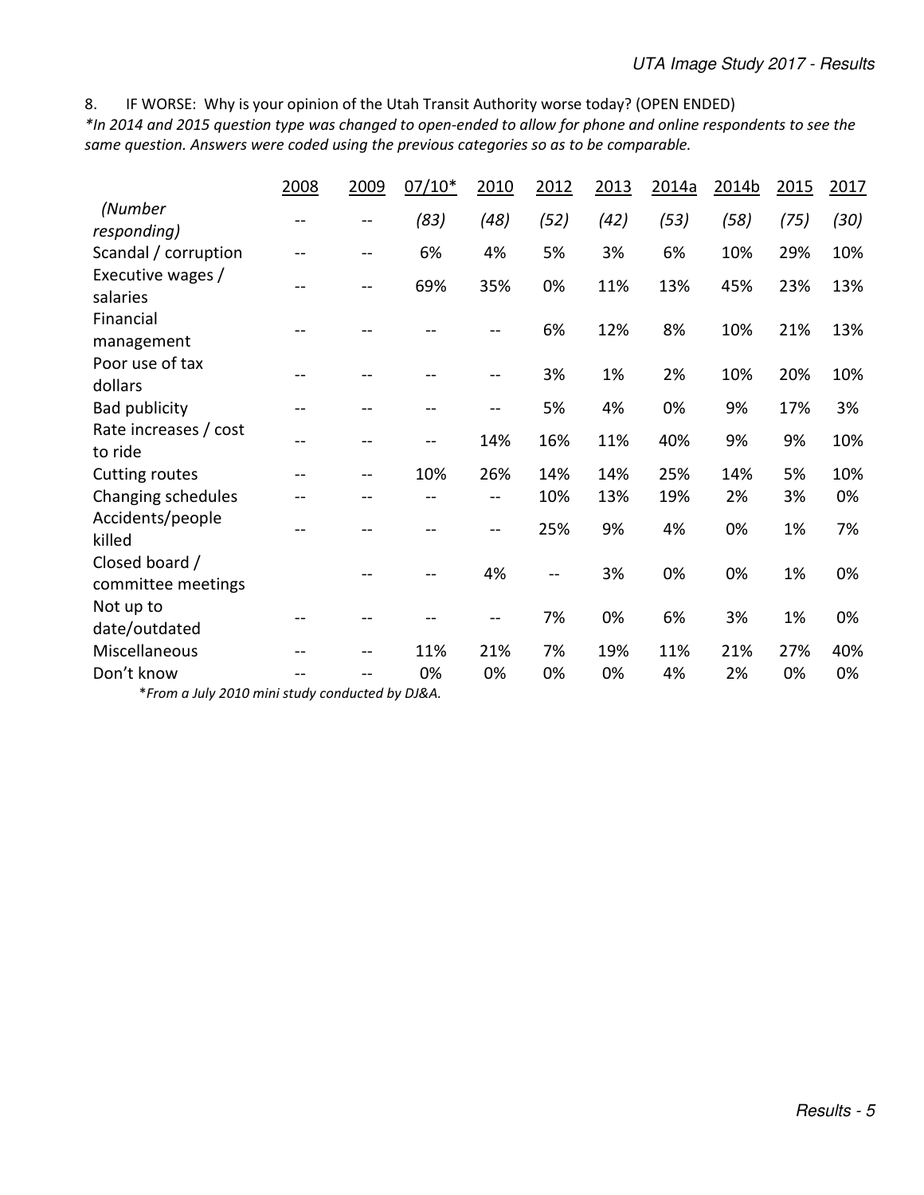8. IF WORSE: Why is your opinion of the Utah Transit Authority worse today? (OPEN ENDED)
*In 2014 and 2015 question type was changed to open-ended to allow for phone and online respondents to see the same question. Answers were coded using the previous categories so as to be comparable.*

| | 2008 | 2009 | 07/10* | 2010 | 2012 | 2013 | 2014a | 2014b | 2015 | 2017 |
|---|---|---|---|---|---|---|---|---|---|---|
| *(Number responding)* | -- | -- | *(83)* | *(48)* | *(52)* | *(42)* | *(53)* | *(58)* | *(75)* | *(30)* |
| Scandal / corruption | -- | -- | 6% | 4% | 5% | 3% | 6% | 10% | 29% | 10% |
| Executive wages / salaries | -- | -- | 69% | 35% | 0% | 11% | 13% | 45% | 23% | 13% |
| Financial management | -- | -- | -- | -- | 6% | 12% | 8% | 10% | 21% | 13% |
| Poor use of tax dollars | -- | -- | -- | -- | 3% | 1% | 2% | 10% | 20% | 10% |
| Bad publicity | -- | -- | -- | -- | 5% | 4% | 0% | 9% | 17% | 3% |
| Rate increases / cost to ride | -- | -- | -- | 14% | 16% | 11% | 40% | 9% | 9% | 10% |
| Cutting routes | -- | -- | 10% | 26% | 14% | 14% | 25% | 14% | 5% | 10% |
| Changing schedules | -- | -- | -- | -- | 10% | 13% | 19% | 2% | 3% | 0% |
| Accidents/people killed | -- | -- | -- | -- | 25% | 9% | 4% | 0% | 1% | 7% |
| Closed board / committee meetings | | -- | -- | 4% | -- | 3% | 0% | 0% | 1% | 0% |
| Not up to date/outdated | -- | -- | -- | -- | 7% | 0% | 6% | 3% | 1% | 0% |
| Miscellaneous | -- | -- | 11% | 21% | 7% | 19% | 11% | 21% | 27% | 40% |
| Don't know | -- | -- | 0% | 0% | 0% | 0% | 4% | 2% | 0% | 0% |

*From a July 2010 mini study conducted by DJ&A.*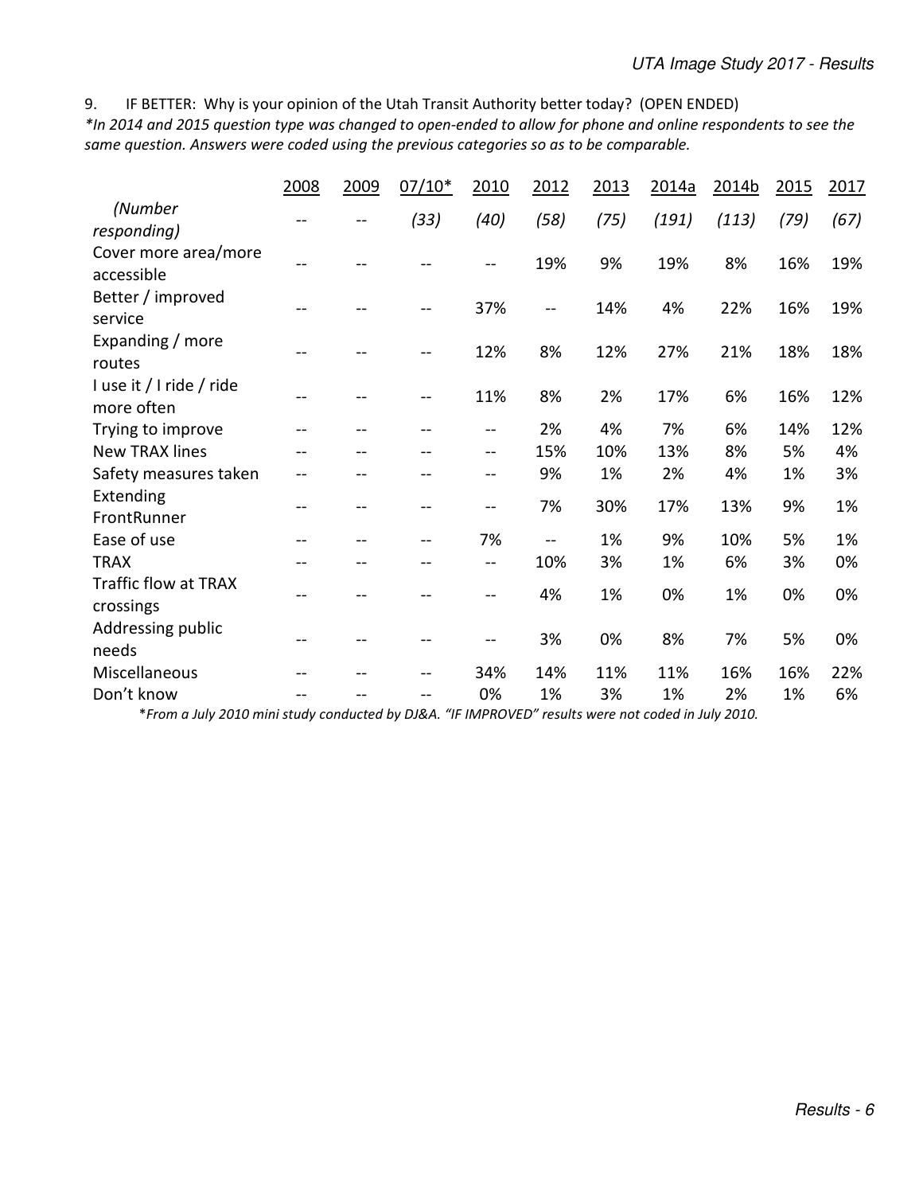9. IF BETTER: Why is your opinion of the Utah Transit Authority better today? (OPEN ENDED)

*\*In 2014 and 2015 question type was changed to open-ended to allow for phone and online respondents to see the same question. Answers were coded using the previous categories so as to be comparable.*

| | 2008 | 2009 | 07/10* | 2010 | 2012 | 2013 | 2014a | 2014b | 2015 | 2017 |
|---|---|---|---|---|---|---|---|---|---|---|
| *(Number responding)* | -- | -- | *(33)* | *(40)* | *(58)* | *(75)* | *(191)* | *(113)* | *(79)* | *(67)* |
| Cover more area/more accessible | -- | -- | -- | -- | 19% | 9% | 19% | 8% | 16% | 19% |
| Better / improved service | -- | -- | -- | 37% | -- | 14% | 4% | 22% | 16% | 19% |
| Expanding / more routes | -- | -- | -- | 12% | 8% | 12% | 27% | 21% | 18% | 18% |
| I use it / I ride / ride more often | -- | -- | -- | 11% | 8% | 2% | 17% | 6% | 16% | 12% |
| Trying to improve | -- | -- | -- | -- | 2% | 4% | 7% | 6% | 14% | 12% |
| New TRAX lines | -- | -- | -- | -- | 15% | 10% | 13% | 8% | 5% | 4% |
| Safety measures taken | -- | -- | -- | -- | 9% | 1% | 2% | 4% | 1% | 3% |
| Extending FrontRunner | -- | -- | -- | -- | 7% | 30% | 17% | 13% | 9% | 1% |
| Ease of use | -- | -- | -- | 7% | -- | 1% | 9% | 10% | 5% | 1% |
| TRAX | -- | -- | -- | -- | 10% | 3% | 1% | 6% | 3% | 0% |
| Traffic flow at TRAX crossings | -- | -- | -- | -- | 4% | 1% | 0% | 1% | 0% | 0% |
| Addressing public needs | -- | -- | -- | -- | 3% | 0% | 8% | 7% | 5% | 0% |
| Miscellaneous | -- | -- | -- | 34% | 14% | 11% | 11% | 16% | 16% | 22% |
| Don't know | -- | -- | -- | 0% | 1% | 3% | 1% | 2% | 1% | 6% |

*\*From a July 2010 mini study conducted by DJ&A. "IF IMPROVED" results were not coded in July 2010.*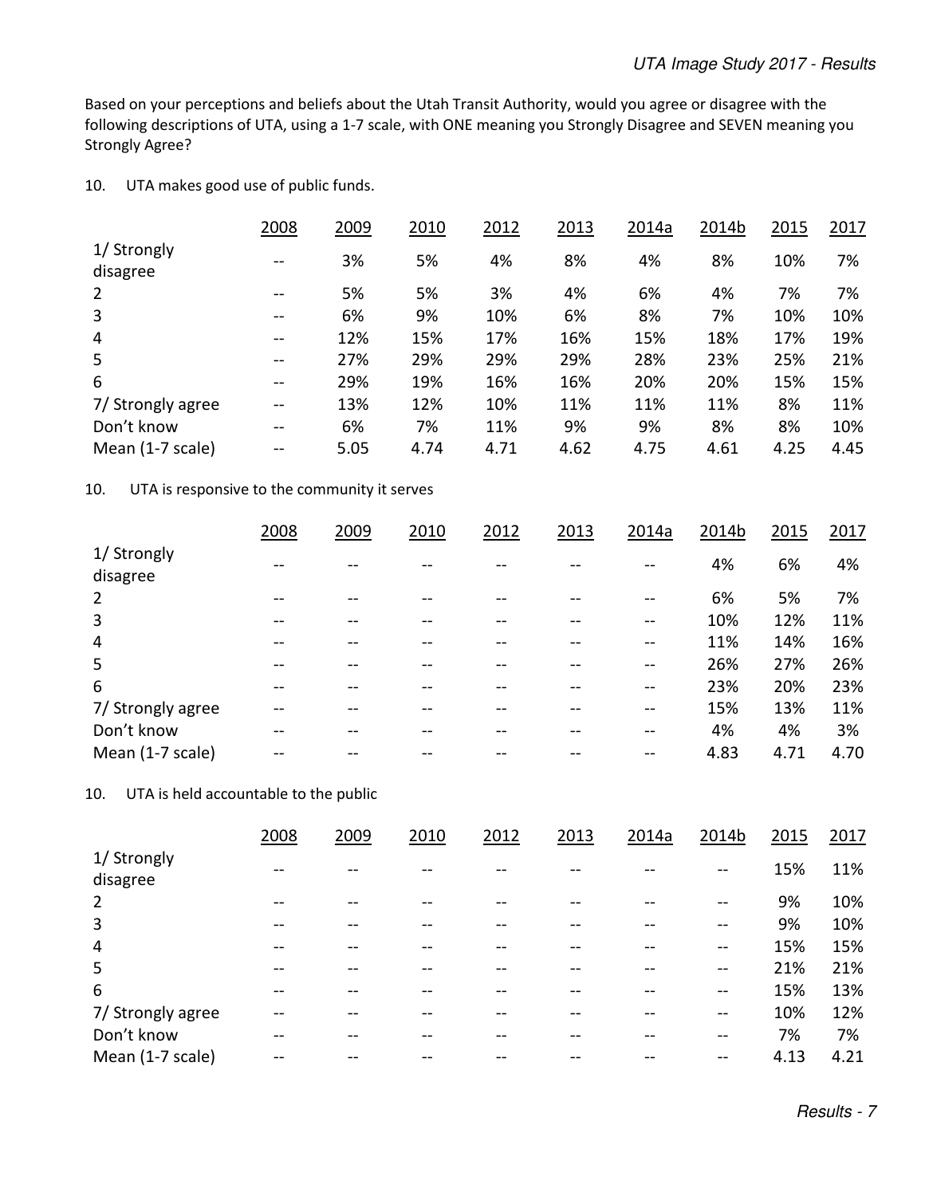Based on your perceptions and beliefs about the Utah Transit Authority, would you agree or disagree with the following descriptions of UTA, using a 1-7 scale, with ONE meaning you Strongly Disagree and SEVEN meaning you Strongly Agree?

10. UTA makes good use of public funds.

| | 2008 | 2009 | 2010 | 2012 | 2013 | 2014a | 2014b | 2015 | 2017 |
|---|---|---|---|---|---|---|---|---|---|
| 1/ Strongly disagree | -- | 3% | 5% | 4% | 8% | 4% | 8% | 10% | 7% |
| 2 | -- | 5% | 5% | 3% | 4% | 6% | 4% | 7% | 7% |
| 3 | -- | 6% | 9% | 10% | 6% | 8% | 7% | 10% | 10% |
| 4 | -- | 12% | 15% | 17% | 16% | 15% | 18% | 17% | 19% |
| 5 | -- | 27% | 29% | 29% | 29% | 28% | 23% | 25% | 21% |
| 6 | -- | 29% | 19% | 16% | 16% | 20% | 20% | 15% | 15% |
| 7/ Strongly agree | -- | 13% | 12% | 10% | 11% | 11% | 11% | 8% | 11% |
| Don't know | -- | 6% | 7% | 11% | 9% | 9% | 8% | 8% | 10% |
| Mean (1-7 scale) | -- | 5.05 | 4.74 | 4.71 | 4.62 | 4.75 | 4.61 | 4.25 | 4.45 |

10. UTA is responsive to the community it serves

| | 2008 | 2009 | 2010 | 2012 | 2013 | 2014a | 2014b | 2015 | 2017 |
|---|---|---|---|---|---|---|---|---|---|
| 1/ Strongly disagree | -- | -- | -- | -- | -- | -- | 4% | 6% | 4% |
| 2 | -- | -- | -- | -- | -- | -- | 6% | 5% | 7% |
| 3 | -- | -- | -- | -- | -- | -- | 10% | 12% | 11% |
| 4 | -- | -- | -- | -- | -- | -- | 11% | 14% | 16% |
| 5 | -- | -- | -- | -- | -- | -- | 26% | 27% | 26% |
| 6 | -- | -- | -- | -- | -- | -- | 23% | 20% | 23% |
| 7/ Strongly agree | -- | -- | -- | -- | -- | -- | 15% | 13% | 11% |
| Don't know | -- | -- | -- | -- | -- | -- | 4% | 4% | 3% |
| Mean (1-7 scale) | -- | -- | -- | -- | -- | -- | 4.83 | 4.71 | 4.70 |

10. UTA is held accountable to the public

| | 2008 | 2009 | 2010 | 2012 | 2013 | 2014a | 2014b | 2015 | 2017 |
|---|---|---|---|---|---|---|---|---|---|
| 1/ Strongly disagree | -- | -- | -- | -- | -- | -- | -- | 15% | 11% |
| 2 | -- | -- | -- | -- | -- | -- | -- | 9% | 10% |
| 3 | -- | -- | -- | -- | -- | -- | -- | 9% | 10% |
| 4 | -- | -- | -- | -- | -- | -- | -- | 15% | 15% |
| 5 | -- | -- | -- | -- | -- | -- | -- | 21% | 21% |
| 6 | -- | -- | -- | -- | -- | -- | -- | 15% | 13% |
| 7/ Strongly agree | -- | -- | -- | -- | -- | -- | -- | 10% | 12% |
| Don't know | -- | -- | -- | -- | -- | -- | -- | 7% | 7% |
| Mean (1-7 scale) | -- | -- | -- | -- | -- | -- | -- | 4.13 | 4.21 |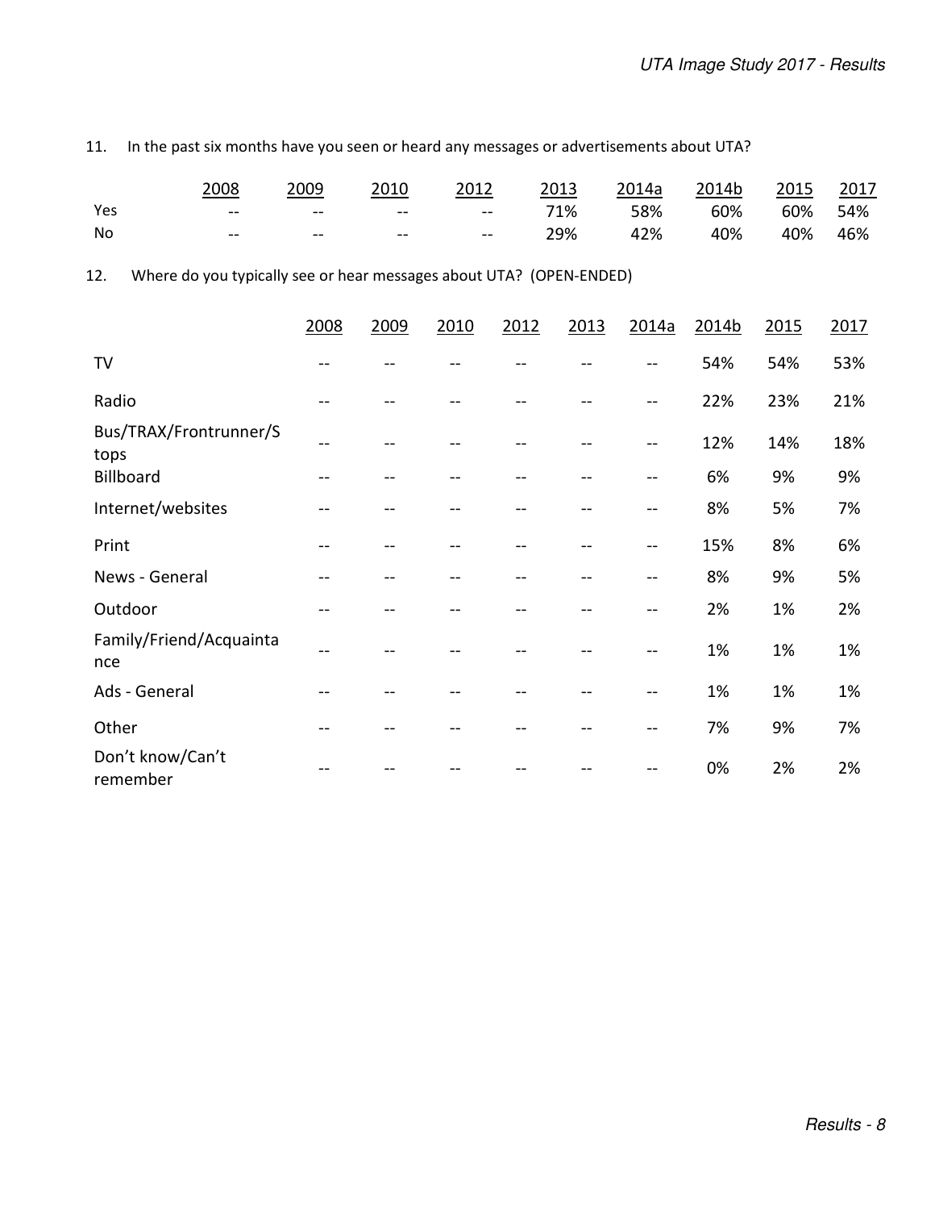11. In the past six months have you seen or heard any messages or advertisements about UTA?

| | 2008 | 2009 | 2010 | 2012 | 2013 | 2014a | 2014b | 2015 | 2017 |
|---|---|---|---|---|---|---|---|---|---|
| Yes | -- | -- | -- | -- | 71% | 58% | 60% | 60% | 54% |
| No | -- | -- | -- | -- | 29% | 42% | 40% | 40% | 46% |

12. Where do you typically see or hear messages about UTA? (OPEN-ENDED)

| | 2008 | 2009 | 2010 | 2012 | 2013 | 2014a | 2014b | 2015 | 2017 |
|---|---|---|---|---|---|---|---|---|---|
| TV | -- | -- | -- | -- | -- | -- | 54% | 54% | 53% |
| Radio | -- | -- | -- | -- | -- | -- | 22% | 23% | 21% |
| Bus/TRAX/Frontrunner/Stops | -- | -- | -- | -- | -- | -- | 12% | 14% | 18% |
| Billboard | -- | -- | -- | -- | -- | -- | 6% | 9% | 9% |
| Internet/websites | -- | -- | -- | -- | -- | -- | 8% | 5% | 7% |
| Print | -- | -- | -- | -- | -- | -- | 15% | 8% | 6% |
| News - General | -- | -- | -- | -- | -- | -- | 8% | 9% | 5% |
| Outdoor | -- | -- | -- | -- | -- | -- | 2% | 1% | 2% |
| Family/Friend/Acquaintance | -- | -- | -- | -- | -- | -- | 1% | 1% | 1% |
| Ads - General | -- | -- | -- | -- | -- | -- | 1% | 1% | 1% |
| Other | -- | -- | -- | -- | -- | -- | 7% | 9% | 7% |
| Don't know/Can't remember | -- | -- | -- | -- | -- | -- | 0% | 2% | 2% |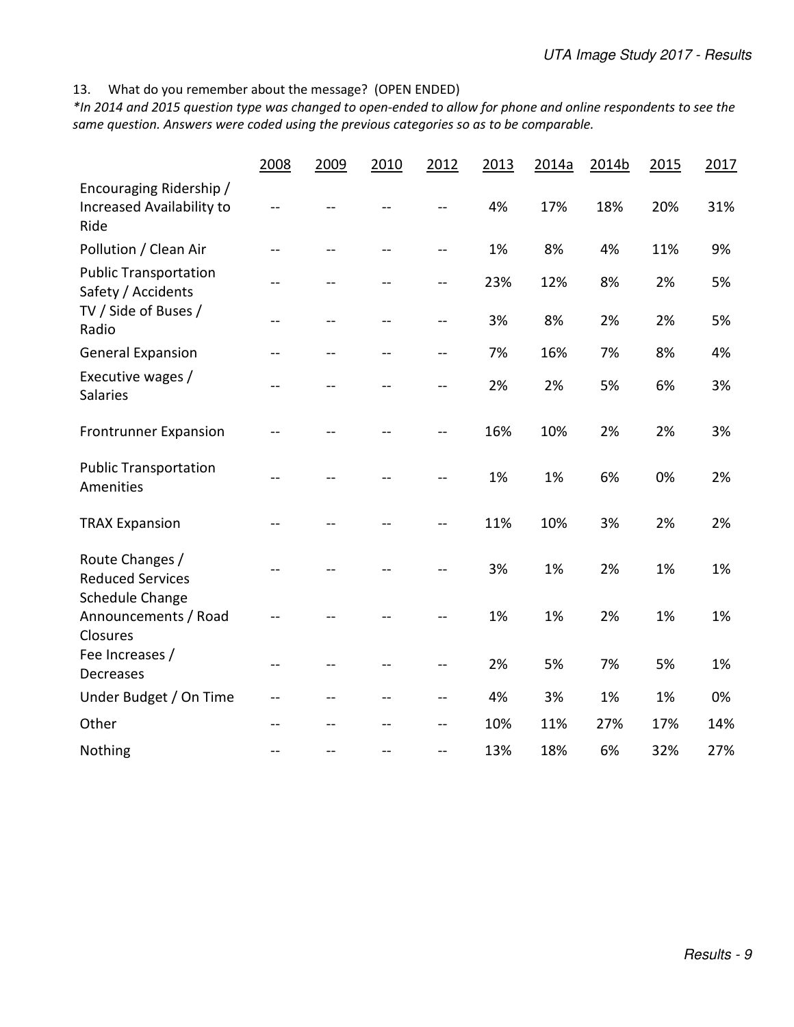13. What do you remember about the message? (OPEN ENDED)

*\*In 2014 and 2015 question type was changed to open-ended to allow for phone and online respondents to see the same question. Answers were coded using the previous categories so as to be comparable.*

| | 2008 | 2009 | 2010 | 2012 | 2013 | 2014a | 2014b | 2015 | 2017 |
|---|---|---|---|---|---|---|---|---|---|
| Encouraging Ridership / Increased Availability to Ride | -- | -- | -- | -- | 4% | 17% | 18% | 20% | 31% |
| Pollution / Clean Air | -- | -- | -- | -- | 1% | 8% | 4% | 11% | 9% |
| Public Transportation Safety / Accidents | -- | -- | -- | -- | 23% | 12% | 8% | 2% | 5% |
| TV / Side of Buses / Radio | -- | -- | -- | -- | 3% | 8% | 2% | 2% | 5% |
| General Expansion | -- | -- | -- | -- | 7% | 16% | 7% | 8% | 4% |
| Executive wages / Salaries | -- | -- | -- | -- | 2% | 2% | 5% | 6% | 3% |
| Frontrunner Expansion | -- | -- | -- | -- | 16% | 10% | 2% | 2% | 3% |
| Public Transportation Amenities | -- | -- | -- | -- | 1% | 1% | 6% | 0% | 2% |
| TRAX Expansion | -- | -- | -- | -- | 11% | 10% | 3% | 2% | 2% |
| Route Changes / Reduced Services | -- | -- | -- | -- | 3% | 1% | 2% | 1% | 1% |
| Schedule Change Announcements / Road Closures | -- | -- | -- | -- | 1% | 1% | 2% | 1% | 1% |
| Fee Increases / Decreases | -- | -- | -- | -- | 2% | 5% | 7% | 5% | 1% |
| Under Budget / On Time | -- | -- | -- | -- | 4% | 3% | 1% | 1% | 0% |
| Other | -- | -- | -- | -- | 10% | 11% | 27% | 17% | 14% |
| Nothing | -- | -- | -- | -- | 13% | 18% | 6% | 32% | 27% |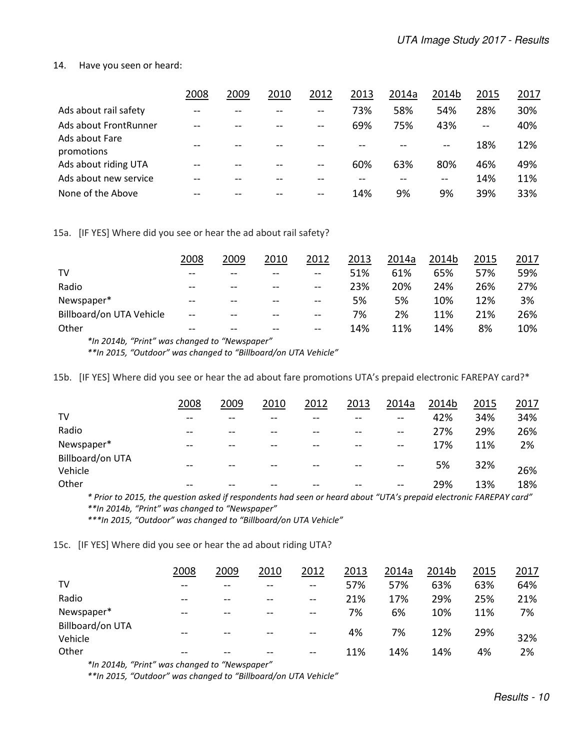14. Have you seen or heard:

| | 2008 | 2009 | 2010 | 2012 | 2013 | 2014a | 2014b | 2015 | 2017 |
|---|---|---|---|---|---|---|---|---|---|
| Ads about rail safety | -- | -- | -- | -- | 73% | 58% | 54% | 28% | 30% |
| Ads about FrontRunner | -- | -- | -- | -- | 69% | 75% | 43% | -- | 40% |
| Ads about Fare promotions | -- | -- | -- | -- | -- | -- | -- | 18% | 12% |
| Ads about riding UTA | -- | -- | -- | -- | 60% | 63% | 80% | 46% | 49% |
| Ads about new service | -- | -- | -- | -- | -- | -- | -- | 14% | 11% |
| None of the Above | -- | -- | -- | -- | 14% | 9% | 9% | 39% | 33% |

15a. [IF YES] Where did you see or hear the ad about rail safety?

| | 2008 | 2009 | 2010 | 2012 | 2013 | 2014a | 2014b | 2015 | 2017 |
|---|---|---|---|---|---|---|---|---|---|
| TV | -- | -- | -- | -- | 51% | 61% | 65% | 57% | 59% |
| Radio | -- | -- | -- | -- | 23% | 20% | 24% | 26% | 27% |
| Newspaper* | -- | -- | -- | -- | 5% | 5% | 10% | 12% | 3% |
| Billboard/on UTA Vehicle | -- | -- | -- | -- | 7% | 2% | 11% | 21% | 26% |
| Other | -- | -- | -- | -- | 14% | 11% | 14% | 8% | 10% |

*\*In 2014b, "Print" was changed to "Newspaper"*

*\*\*In 2015, "Outdoor" was changed to "Billboard/on UTA Vehicle"*

15b. [IF YES] Where did you see or hear the ad about fare promotions UTA's prepaid electronic FAREPAY card?*

| | 2008 | 2009 | 2010 | 2012 | 2013 | 2014a | 2014b | 2015 | 2017 |
|---|---|---|---|---|---|---|---|---|---|
| TV | -- | -- | -- | -- | -- | -- | 42% | 34% | 34% |
| Radio | -- | -- | -- | -- | -- | -- | 27% | 29% | 26% |
| Newspaper* | -- | -- | -- | -- | -- | -- | 17% | 11% | 2% |
| Billboard/on UTA Vehicle | -- | -- | -- | -- | -- | -- | 5% | 32% | 26% |
| Other | -- | -- | -- | -- | -- | -- | 29% | 13% | 18% |

*\* Prior to 2015, the question asked if respondents had seen or heard about "UTA's prepaid electronic FAREPAY card"*

*\*\*In 2014b, "Print" was changed to "Newspaper"*

*\*\*\*In 2015, "Outdoor" was changed to "Billboard/on UTA Vehicle"*

15c. [IF YES] Where did you see or hear the ad about riding UTA?

| | 2008 | 2009 | 2010 | 2012 | 2013 | 2014a | 2014b | 2015 | 2017 |
|---|---|---|---|---|---|---|---|---|---|
| TV | -- | -- | -- | -- | 57% | 57% | 63% | 63% | 64% |
| Radio | -- | -- | -- | -- | 21% | 17% | 29% | 25% | 21% |
| Newspaper* | -- | -- | -- | -- | 7% | 6% | 10% | 11% | 7% |
| Billboard/on UTA Vehicle | -- | -- | -- | -- | 4% | 7% | 12% | 29% | 32% |
| Other | -- | -- | -- | -- | 11% | 14% | 14% | 4% | 2% |

*\*In 2014b, "Print" was changed to "Newspaper"*

*\*\*In 2015, "Outdoor" was changed to "Billboard/on UTA Vehicle"*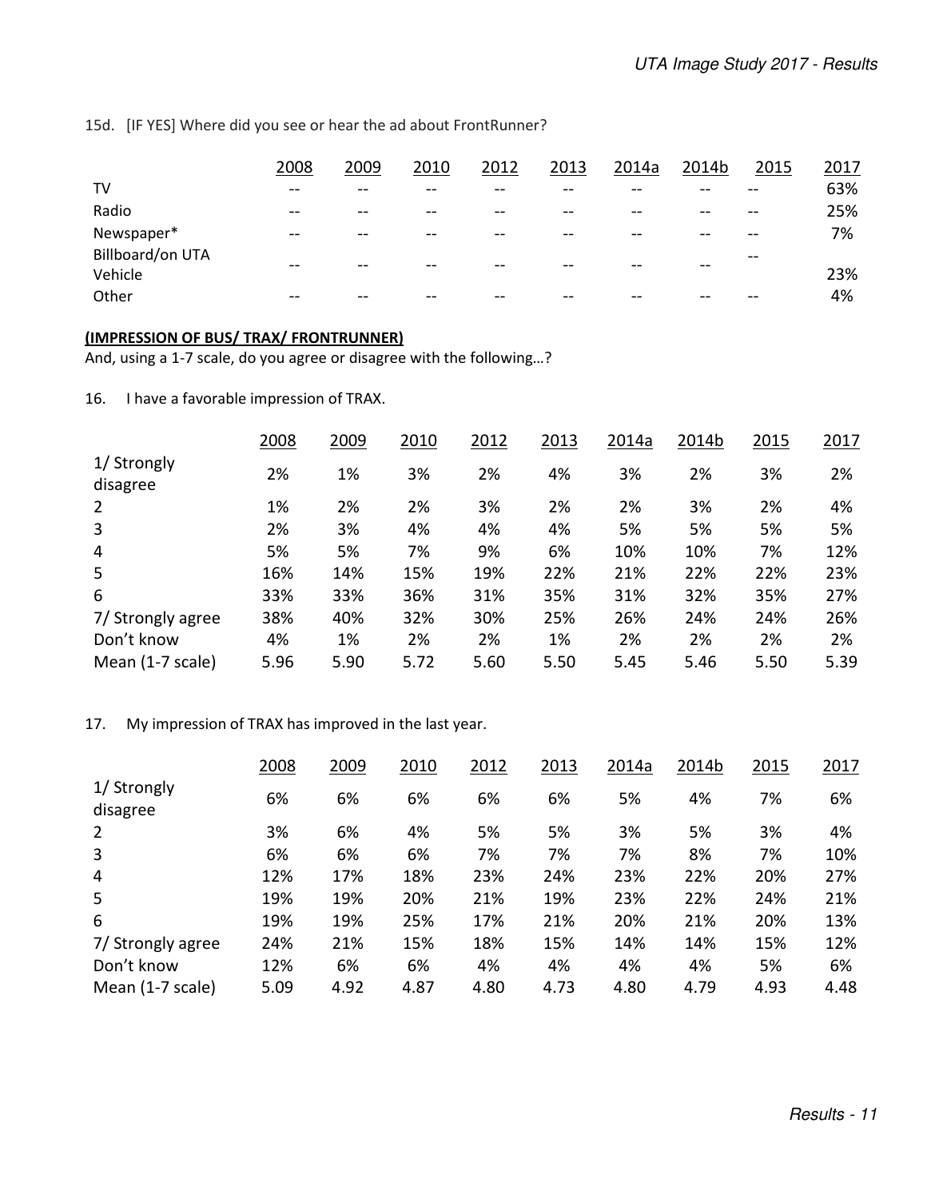15d. [IF YES] Where did you see or hear the ad about FrontRunner?

| | 2008 | 2009 | 2010 | 2012 | 2013 | 2014a | 2014b | 2015 | 2017 |
|---|---|---|---|---|---|---|---|---|---|
| TV | -- | -- | -- | -- | -- | -- | -- | -- | 63% |
| Radio | -- | -- | -- | -- | -- | -- | -- | -- | 25% |
| Newspaper* | -- | -- | -- | -- | -- | -- | -- | -- | 7% |
| Billboard/on UTA Vehicle | -- | -- | -- | -- | -- | -- | -- | -- | 23% |
| Other | -- | -- | -- | -- | -- | -- | -- | -- | 4% |

**(IMPRESSION OF BUS/ TRAX/ FRONTRUNNER)**
And, using a 1-7 scale, do you agree or disagree with the following…?

16. I have a favorable impression of TRAX.

| | 2008 | 2009 | 2010 | 2012 | 2013 | 2014a | 2014b | 2015 | 2017 |
|---|---|---|---|---|---|---|---|---|---|
| 1/ Strongly disagree | 2% | 1% | 3% | 2% | 4% | 3% | 2% | 3% | 2% |
| 2 | 1% | 2% | 2% | 3% | 2% | 2% | 3% | 2% | 4% |
| 3 | 2% | 3% | 4% | 4% | 4% | 5% | 5% | 5% | 5% |
| 4 | 5% | 5% | 7% | 9% | 6% | 10% | 10% | 7% | 12% |
| 5 | 16% | 14% | 15% | 19% | 22% | 21% | 22% | 22% | 23% |
| 6 | 33% | 33% | 36% | 31% | 35% | 31% | 32% | 35% | 27% |
| 7/ Strongly agree | 38% | 40% | 32% | 30% | 25% | 26% | 24% | 24% | 26% |
| Don't know | 4% | 1% | 2% | 2% | 1% | 2% | 2% | 2% | 2% |
| Mean (1-7 scale) | 5.96 | 5.90 | 5.72 | 5.60 | 5.50 | 5.45 | 5.46 | 5.50 | 5.39 |

17. My impression of TRAX has improved in the last year.

| | 2008 | 2009 | 2010 | 2012 | 2013 | 2014a | 2014b | 2015 | 2017 |
|---|---|---|---|---|---|---|---|---|---|
| 1/ Strongly disagree | 6% | 6% | 6% | 6% | 6% | 5% | 4% | 7% | 6% |
| 2 | 3% | 6% | 4% | 5% | 5% | 3% | 5% | 3% | 4% |
| 3 | 6% | 6% | 6% | 7% | 7% | 7% | 8% | 7% | 10% |
| 4 | 12% | 17% | 18% | 23% | 24% | 23% | 22% | 20% | 27% |
| 5 | 19% | 19% | 20% | 21% | 19% | 23% | 22% | 24% | 21% |
| 6 | 19% | 19% | 25% | 17% | 21% | 20% | 21% | 20% | 13% |
| 7/ Strongly agree | 24% | 21% | 15% | 18% | 15% | 14% | 14% | 15% | 12% |
| Don't know | 12% | 6% | 6% | 4% | 4% | 4% | 4% | 5% | 6% |
| Mean (1-7 scale) | 5.09 | 4.92 | 4.87 | 4.80 | 4.73 | 4.80 | 4.79 | 4.93 | 4.48 |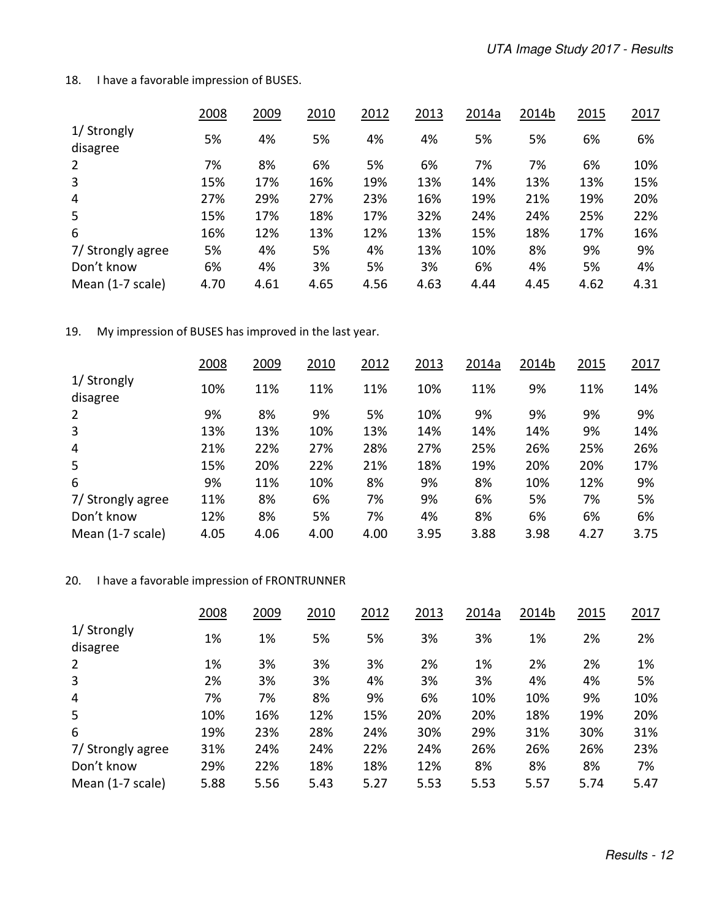18. I have a favorable impression of BUSES.

| | 2008 | 2009 | 2010 | 2012 | 2013 | 2014a | 2014b | 2015 | 2017 |
|---|---|---|---|---|---|---|---|---|---|
| 1/ Strongly disagree | 5% | 4% | 5% | 4% | 4% | 5% | 5% | 6% | 6% |
| 2 | 7% | 8% | 6% | 5% | 6% | 7% | 7% | 6% | 10% |
| 3 | 15% | 17% | 16% | 19% | 13% | 14% | 13% | 13% | 15% |
| 4 | 27% | 29% | 27% | 23% | 16% | 19% | 21% | 19% | 20% |
| 5 | 15% | 17% | 18% | 17% | 32% | 24% | 24% | 25% | 22% |
| 6 | 16% | 12% | 13% | 12% | 13% | 15% | 18% | 17% | 16% |
| 7/ Strongly agree | 5% | 4% | 5% | 4% | 13% | 10% | 8% | 9% | 9% |
| Don't know | 6% | 4% | 3% | 5% | 3% | 6% | 4% | 5% | 4% |
| Mean (1-7 scale) | 4.70 | 4.61 | 4.65 | 4.56 | 4.63 | 4.44 | 4.45 | 4.62 | 4.31 |

19. My impression of BUSES has improved in the last year.

| | 2008 | 2009 | 2010 | 2012 | 2013 | 2014a | 2014b | 2015 | 2017 |
|---|---|---|---|---|---|---|---|---|---|
| 1/ Strongly disagree | 10% | 11% | 11% | 11% | 10% | 11% | 9% | 11% | 14% |
| 2 | 9% | 8% | 9% | 5% | 10% | 9% | 9% | 9% | 9% |
| 3 | 13% | 13% | 10% | 13% | 14% | 14% | 14% | 9% | 14% |
| 4 | 21% | 22% | 27% | 28% | 27% | 25% | 26% | 25% | 26% |
| 5 | 15% | 20% | 22% | 21% | 18% | 19% | 20% | 20% | 17% |
| 6 | 9% | 11% | 10% | 8% | 9% | 8% | 10% | 12% | 9% |
| 7/ Strongly agree | 11% | 8% | 6% | 7% | 9% | 6% | 5% | 7% | 5% |
| Don't know | 12% | 8% | 5% | 7% | 4% | 8% | 6% | 6% | 6% |
| Mean (1-7 scale) | 4.05 | 4.06 | 4.00 | 4.00 | 3.95 | 3.88 | 3.98 | 4.27 | 3.75 |

20. I have a favorable impression of FRONTRUNNER

| | 2008 | 2009 | 2010 | 2012 | 2013 | 2014a | 2014b | 2015 | 2017 |
|---|---|---|---|---|---|---|---|---|---|
| 1/ Strongly disagree | 1% | 1% | 5% | 5% | 3% | 3% | 1% | 2% | 2% |
| 2 | 1% | 3% | 3% | 3% | 2% | 1% | 2% | 2% | 1% |
| 3 | 2% | 3% | 3% | 4% | 3% | 3% | 4% | 4% | 5% |
| 4 | 7% | 7% | 8% | 9% | 6% | 10% | 10% | 9% | 10% |
| 5 | 10% | 16% | 12% | 15% | 20% | 20% | 18% | 19% | 20% |
| 6 | 19% | 23% | 28% | 24% | 30% | 29% | 31% | 30% | 31% |
| 7/ Strongly agree | 31% | 24% | 24% | 22% | 24% | 26% | 26% | 26% | 23% |
| Don't know | 29% | 22% | 18% | 18% | 12% | 8% | 8% | 8% | 7% |
| Mean (1-7 scale) | 5.88 | 5.56 | 5.43 | 5.27 | 5.53 | 5.53 | 5.57 | 5.74 | 5.47 |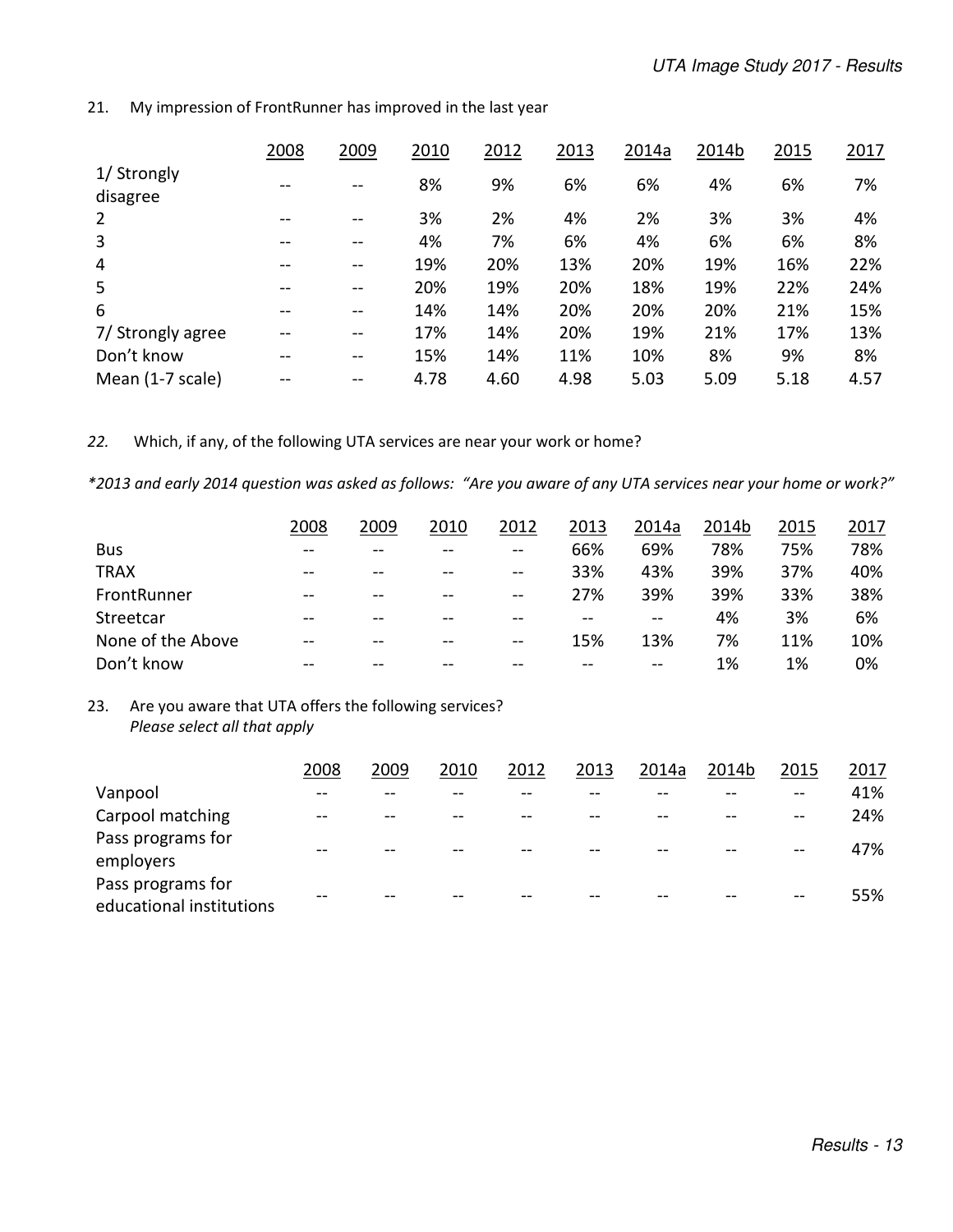21. My impression of FrontRunner has improved in the last year

| | 2008 | 2009 | 2010 | 2012 | 2013 | 2014a | 2014b | 2015 | 2017 |
|---|---|---|---|---|---|---|---|---|---|
| 1/ Strongly disagree | -- | -- | 8% | 9% | 6% | 6% | 4% | 6% | 7% |
| 2 | -- | -- | 3% | 2% | 4% | 2% | 3% | 3% | 4% |
| 3 | -- | -- | 4% | 7% | 6% | 4% | 6% | 6% | 8% |
| 4 | -- | -- | 19% | 20% | 13% | 20% | 19% | 16% | 22% |
| 5 | -- | -- | 20% | 19% | 20% | 18% | 19% | 22% | 24% |
| 6 | -- | -- | 14% | 14% | 20% | 20% | 20% | 21% | 15% |
| 7/ Strongly agree | -- | -- | 17% | 14% | 20% | 19% | 21% | 17% | 13% |
| Don't know | -- | -- | 15% | 14% | 11% | 10% | 8% | 9% | 8% |
| Mean (1-7 scale) | -- | -- | 4.78 | 4.60 | 4.98 | 5.03 | 5.09 | 5.18 | 4.57 |

*22.* Which, if any, of the following UTA services are near your work or home?

*\*2013 and early 2014 question was asked as follows: "Are you aware of any UTA services near your home or work?"*

| | 2008 | 2009 | 2010 | 2012 | 2013 | 2014a | 2014b | 2015 | 2017 |
|---|---|---|---|---|---|---|---|---|---|
| Bus | -- | -- | -- | -- | 66% | 69% | 78% | 75% | 78% |
| TRAX | -- | -- | -- | -- | 33% | 43% | 39% | 37% | 40% |
| FrontRunner | -- | -- | -- | -- | 27% | 39% | 39% | 33% | 38% |
| Streetcar | -- | -- | -- | -- | -- | -- | 4% | 3% | 6% |
| None of the Above | -- | -- | -- | -- | 15% | 13% | 7% | 11% | 10% |
| Don't know | -- | -- | -- | -- | -- | -- | 1% | 1% | 0% |

23. Are you aware that UTA offers the following services?
*Please select all that apply*

| | 2008 | 2009 | 2010 | 2012 | 2013 | 2014a | 2014b | 2015 | 2017 |
|---|---|---|---|---|---|---|---|---|---|
| Vanpool | -- | -- | -- | -- | -- | -- | -- | -- | 41% |
| Carpool matching | -- | -- | -- | -- | -- | -- | -- | -- | 24% |
| Pass programs for employers | -- | -- | -- | -- | -- | -- | -- | -- | 47% |
| Pass programs for educational institutions | -- | -- | -- | -- | -- | -- | -- | -- | 55% |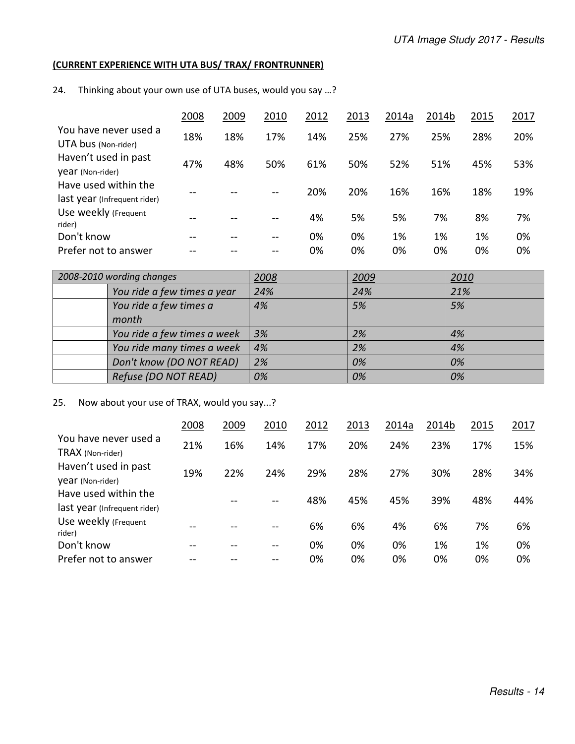**(CURRENT EXPERIENCE WITH UTA BUS/ TRAX/ FRONTRUNNER)**

24. Thinking about your own use of UTA buses, would you say …?

| | 2008 | 2009 | 2010 | 2012 | 2013 | 2014a | 2014b | 2015 | 2017 |
|---|---|---|---|---|---|---|---|---|---|
| You have never used a UTA bus (Non-rider) | 18% | 18% | 17% | 14% | 25% | 27% | 25% | 28% | 20% |
| Haven't used in past year (Non-rider) | 47% | 48% | 50% | 61% | 50% | 52% | 51% | 45% | 53% |
| Have used within the last year (Infrequent rider) | -- | -- | -- | 20% | 20% | 16% | 16% | 18% | 19% |
| Use weekly (Frequent rider) | -- | -- | -- | 4% | 5% | 5% | 7% | 8% | 7% |
| Don't know | -- | -- | -- | 0% | 0% | 1% | 1% | 1% | 0% |
| Prefer not to answer | -- | -- | -- | 0% | 0% | 0% | 0% | 0% | 0% |

| *2008-2010 wording changes* | | *2008* | *2009* | *2010* |
|---|---|---|---|---|
| | *You ride a few times a year* | *24%* | *24%* | *21%* |
| | *You ride a few times a month* | *4%* | *5%* | *5%* |
| | *You ride a few times a week* | *3%* | *2%* | *4%* |
| | *You ride many times a week* | *4%* | *2%* | *4%* |
| | *Don't know (DO NOT READ)* | *2%* | *0%* | *0%* |
| | *Refuse (DO NOT READ)* | *0%* | *0%* | *0%* |

25. Now about your use of TRAX, would you say...?

| | 2008 | 2009 | 2010 | 2012 | 2013 | 2014a | 2014b | 2015 | 2017 |
|---|---|---|---|---|---|---|---|---|---|
| You have never used a TRAX (Non-rider) | 21% | 16% | 14% | 17% | 20% | 24% | 23% | 17% | 15% |
| Haven't used in past year (Non-rider) | 19% | 22% | 24% | 29% | 28% | 27% | 30% | 28% | 34% |
| Have used within the last year (Infrequent rider) | | -- | -- | 48% | 45% | 45% | 39% | 48% | 44% |
| Use weekly (Frequent rider) | -- | -- | -- | 6% | 6% | 4% | 6% | 7% | 6% |
| Don't know | -- | -- | -- | 0% | 0% | 0% | 1% | 1% | 0% |
| Prefer not to answer | -- | -- | -- | 0% | 0% | 0% | 0% | 0% | 0% |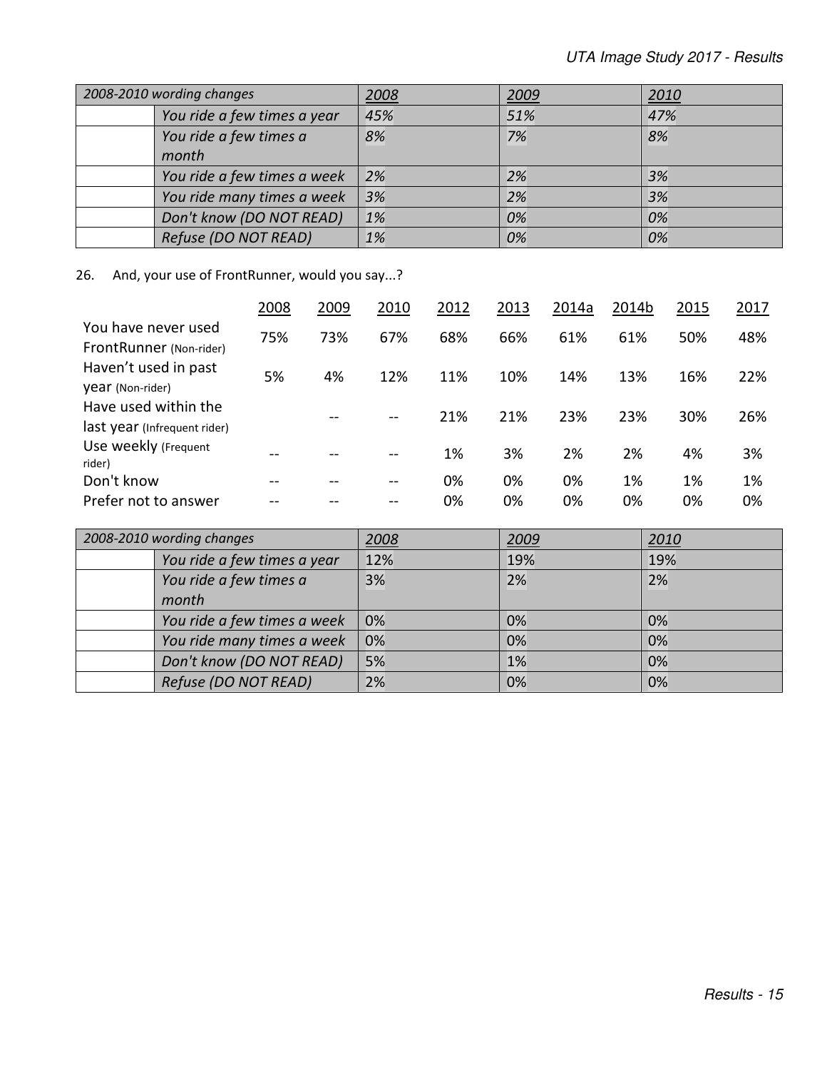| *2008-2010 wording changes* | | *2008* | *2009* | *2010* |
|---|---|---|---|---|
| | *You ride a few times a year* | *45%* | *51%* | *47%* |
| | *You ride a few times a month* | *8%* | *7%* | *8%* |
| | *You ride a few times a week* | *2%* | *2%* | *3%* |
| | *You ride many times a week* | *3%* | *2%* | *3%* |
| | *Don't know (DO NOT READ)* | *1%* | *0%* | *0%* |
| | *Refuse (DO NOT READ)* | *1%* | *0%* | *0%* |

26. And, your use of FrontRunner, would you say...?

| | 2008 | 2009 | 2010 | 2012 | 2013 | 2014a | 2014b | 2015 | 2017 |
|---|---|---|---|---|---|---|---|---|---|
| You have never used FrontRunner (Non-rider) | 75% | 73% | 67% | 68% | 66% | 61% | 61% | 50% | 48% |
| Haven't used in past year (Non-rider) | 5% | 4% | 12% | 11% | 10% | 14% | 13% | 16% | 22% |
| Have used within the last year (Infrequent rider) | | -- | -- | 21% | 21% | 23% | 23% | 30% | 26% |
| Use weekly (Frequent rider) | -- | -- | -- | 1% | 3% | 2% | 2% | 4% | 3% |
| Don't know | -- | -- | -- | 0% | 0% | 0% | 1% | 1% | 1% |
| Prefer not to answer | -- | -- | -- | 0% | 0% | 0% | 0% | 0% | 0% |

| *2008-2010 wording changes* | | *2008* | *2009* | *2010* |
|---|---|---|---|---|
| | *You ride a few times a year* | 12% | 19% | 19% |
| | *You ride a few times a month* | 3% | 2% | 2% |
| | *You ride a few times a week* | 0% | 0% | 0% |
| | *You ride many times a week* | 0% | 0% | 0% |
| | *Don't know (DO NOT READ)* | 5% | 1% | 0% |
| | *Refuse (DO NOT READ)* | 2% | 0% | 0% |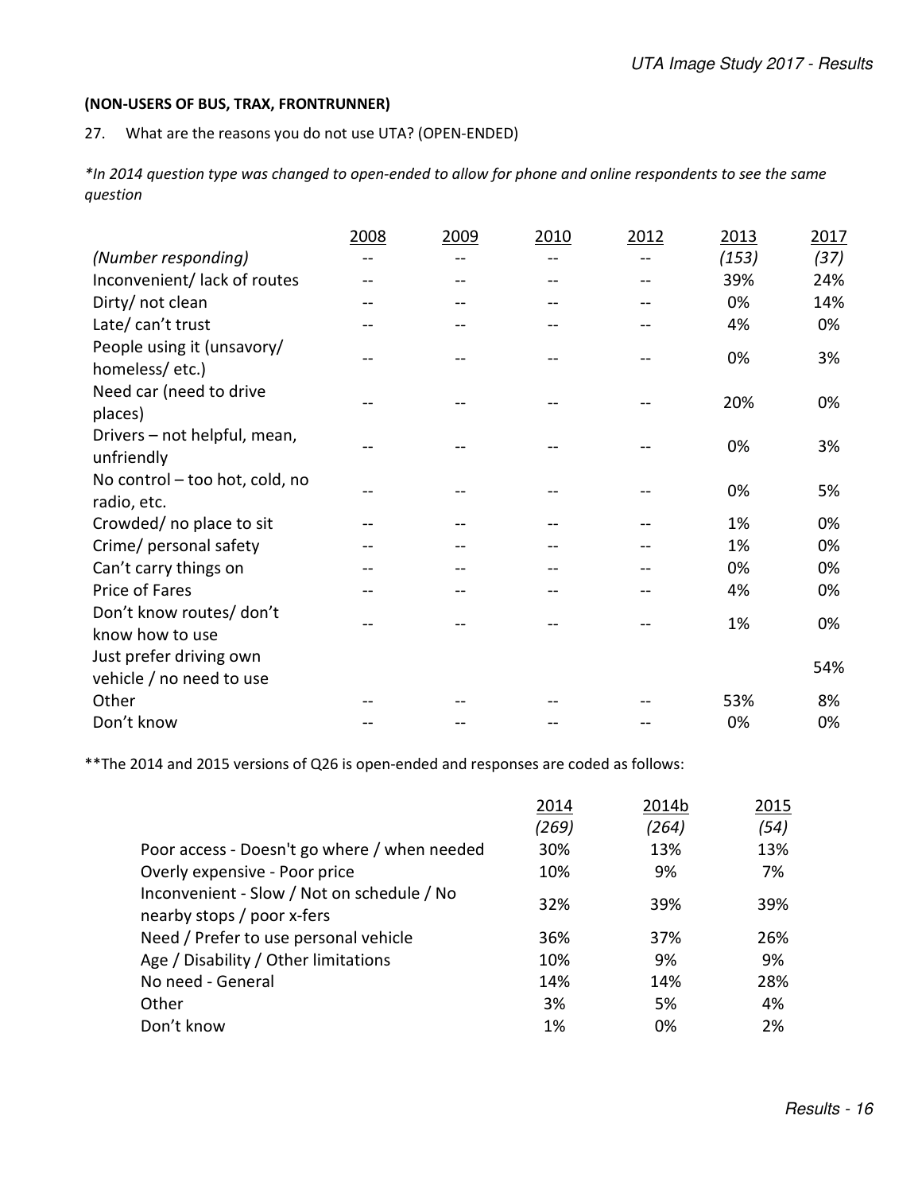**(NON-USERS OF BUS, TRAX, FRONTRUNNER)**

27. What are the reasons you do not use UTA? (OPEN-ENDED)

*\*In 2014 question type was changed to open-ended to allow for phone and online respondents to see the same question*

| | 2008 | 2009 | 2010 | 2012 | 2013 | 2017 |
|---|---|---|---|---|---|---|
| *(Number responding)* | -- | -- | -- | -- | *(153)* | *(37)* |
| Inconvenient/ lack of routes | -- | -- | -- | -- | 39% | 24% |
| Dirty/ not clean | -- | -- | -- | -- | 0% | 14% |
| Late/ can't trust | -- | -- | -- | -- | 4% | 0% |
| People using it (unsavory/ homeless/ etc.) | -- | -- | -- | -- | 0% | 3% |
| Need car (need to drive places) | -- | -- | -- | -- | 20% | 0% |
| Drivers – not helpful, mean, unfriendly | -- | -- | -- | -- | 0% | 3% |
| No control – too hot, cold, no radio, etc. | -- | -- | -- | -- | 0% | 5% |
| Crowded/ no place to sit | -- | -- | -- | -- | 1% | 0% |
| Crime/ personal safety | -- | -- | -- | -- | 1% | 0% |
| Can't carry things on | -- | -- | -- | -- | 0% | 0% |
| Price of Fares | -- | -- | -- | -- | 4% | 0% |
| Don't know routes/ don't know how to use | -- | -- | -- | -- | 1% | 0% |
| Just prefer driving own vehicle / no need to use | | | | | | 54% |
| Other | -- | -- | -- | -- | 53% | 8% |
| Don't know | -- | -- | -- | -- | 0% | 0% |

\*\*The 2014 and 2015 versions of Q26 is open-ended and responses are coded as follows:

| | 2014 | 2014b | 2015 |
|---|---|---|---|
| | *(269)* | *(264)* | *(54)* |
| Poor access - Doesn't go where / when needed | 30% | 13% | 13% |
| Overly expensive - Poor price | 10% | 9% | 7% |
| Inconvenient - Slow / Not on schedule / No nearby stops / poor x-fers | 32% | 39% | 39% |
| Need / Prefer to use personal vehicle | 36% | 37% | 26% |
| Age / Disability / Other limitations | 10% | 9% | 9% |
| No need - General | 14% | 14% | 28% |
| Other | 3% | 5% | 4% |
| Don't know | 1% | 0% | 2% |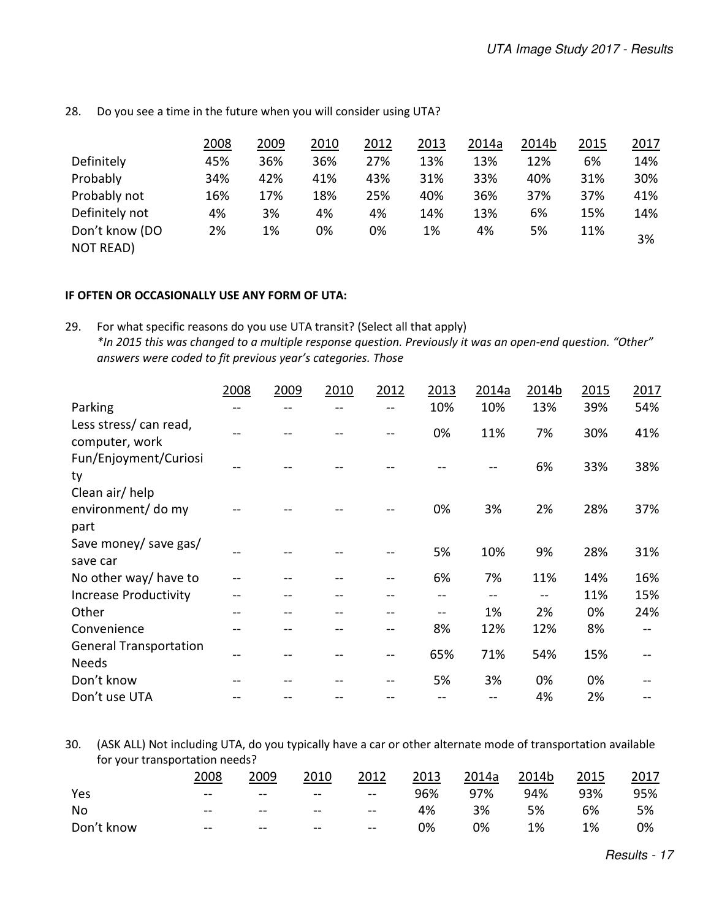28. Do you see a time in the future when you will consider using UTA?

| | 2008 | 2009 | 2010 | 2012 | 2013 | 2014a | 2014b | 2015 | 2017 |
|---|---|---|---|---|---|---|---|---|---|
| Definitely | 45% | 36% | 36% | 27% | 13% | 13% | 12% | 6% | 14% |
| Probably | 34% | 42% | 41% | 43% | 31% | 33% | 40% | 31% | 30% |
| Probably not | 16% | 17% | 18% | 25% | 40% | 36% | 37% | 37% | 41% |
| Definitely not | 4% | 3% | 4% | 4% | 14% | 13% | 6% | 15% | 14% |
| Don't know (DO NOT READ) | 2% | 1% | 0% | 0% | 1% | 4% | 5% | 11% | 3% |

**IF OFTEN OR OCCASIONALLY USE ANY FORM OF UTA:**

29. For what specific reasons do you use UTA transit? (Select all that apply)
*\*In 2015 this was changed to a multiple response question. Previously it was an open-end question. "Other" answers were coded to fit previous year's categories. Those*

| | 2008 | 2009 | 2010 | 2012 | 2013 | 2014a | 2014b | 2015 | 2017 |
|---|---|---|---|---|---|---|---|---|---|
| Parking | -- | -- | -- | -- | 10% | 10% | 13% | 39% | 54% |
| Less stress/ can read, computer, work | -- | -- | -- | -- | 0% | 11% | 7% | 30% | 41% |
| Fun/Enjoyment/Curiosity | -- | -- | -- | -- | -- | -- | 6% | 33% | 38% |
| Clean air/ help environment/ do my part | -- | -- | -- | -- | 0% | 3% | 2% | 28% | 37% |
| Save money/ save gas/ save car | -- | -- | -- | -- | 5% | 10% | 9% | 28% | 31% |
| No other way/ have to | -- | -- | -- | -- | 6% | 7% | 11% | 14% | 16% |
| Increase Productivity | -- | -- | -- | -- | -- | -- | -- | 11% | 15% |
| Other | -- | -- | -- | -- | -- | 1% | 2% | 0% | 24% |
| Convenience | -- | -- | -- | -- | 8% | 12% | 12% | 8% | -- |
| General Transportation Needs | -- | -- | -- | -- | 65% | 71% | 54% | 15% | -- |
| Don't know | -- | -- | -- | -- | 5% | 3% | 0% | 0% | -- |
| Don't use UTA | -- | -- | -- | -- | -- | -- | 4% | 2% | -- |

30. (ASK ALL) Not including UTA, do you typically have a car or other alternate mode of transportation available for your transportation needs?

| | 2008 | 2009 | 2010 | 2012 | 2013 | 2014a | 2014b | 2015 | 2017 |
|---|---|---|---|---|---|---|---|---|---|
| Yes | -- | -- | -- | -- | 96% | 97% | 94% | 93% | 95% |
| No | -- | -- | -- | -- | 4% | 3% | 5% | 6% | 5% |
| Don't know | -- | -- | -- | -- | 0% | 0% | 1% | 1% | 0% |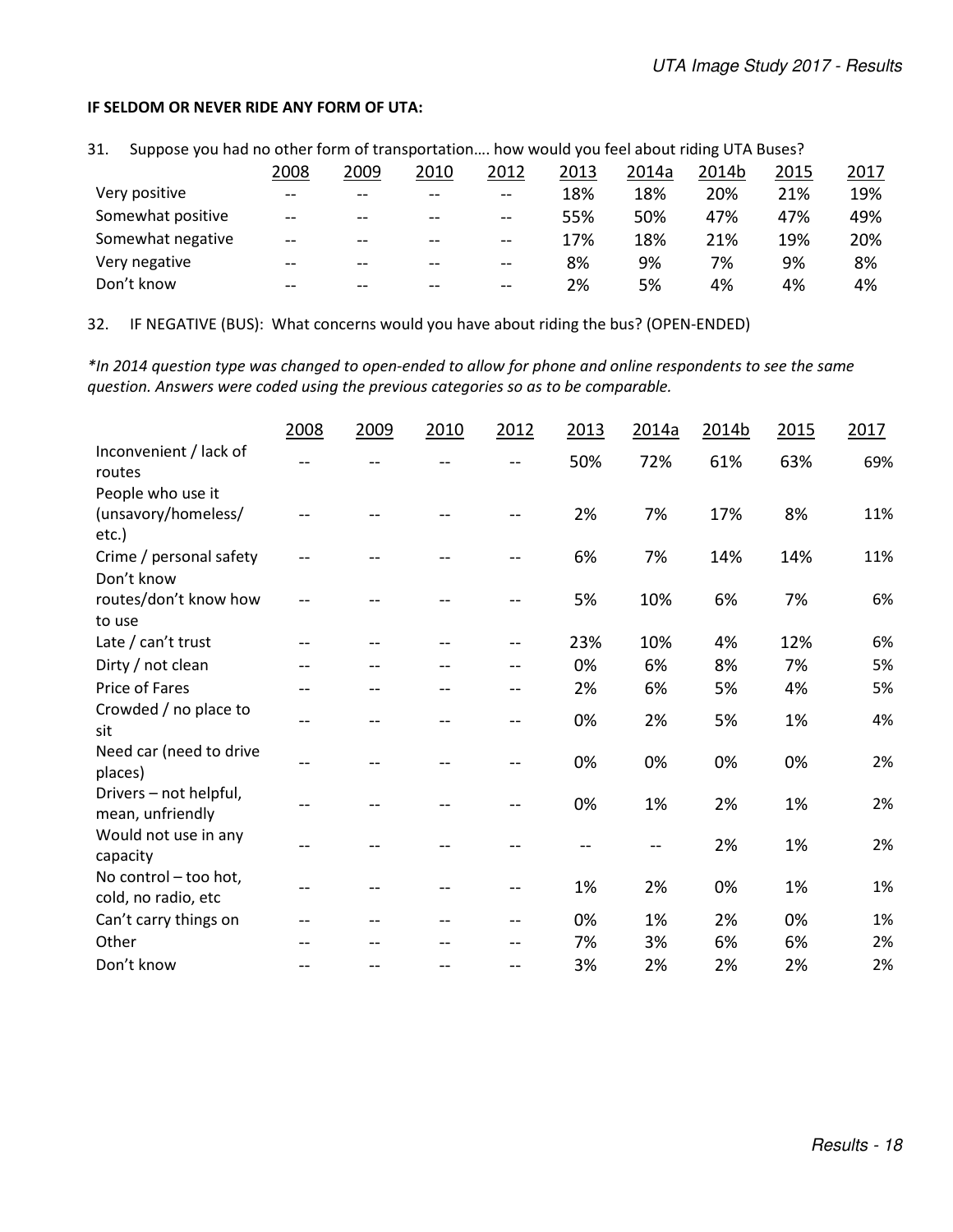**IF SELDOM OR NEVER RIDE ANY FORM OF UTA:**

31. Suppose you had no other form of transportation…. how would you feel about riding UTA Buses?

| | 2008 | 2009 | 2010 | 2012 | 2013 | 2014a | 2014b | 2015 | 2017 |
|---|---|---|---|---|---|---|---|---|---|
| Very positive | -- | -- | -- | -- | 18% | 18% | 20% | 21% | 19% |
| Somewhat positive | -- | -- | -- | -- | 55% | 50% | 47% | 47% | 49% |
| Somewhat negative | -- | -- | -- | -- | 17% | 18% | 21% | 19% | 20% |
| Very negative | -- | -- | -- | -- | 8% | 9% | 7% | 9% | 8% |
| Don't know | -- | -- | -- | -- | 2% | 5% | 4% | 4% | 4% |

32. IF NEGATIVE (BUS): What concerns would you have about riding the bus? (OPEN-ENDED)

*\*In 2014 question type was changed to open-ended to allow for phone and online respondents to see the same question. Answers were coded using the previous categories so as to be comparable.*

| | 2008 | 2009 | 2010 | 2012 | 2013 | 2014a | 2014b | 2015 | 2017 |
|---|---|---|---|---|---|---|---|---|---|
| Inconvenient / lack of routes | -- | -- | -- | -- | 50% | 72% | 61% | 63% | 69% |
| People who use it (unsavory/homeless/ etc.) | -- | -- | -- | -- | 2% | 7% | 17% | 8% | 11% |
| Crime / personal safety | -- | -- | -- | -- | 6% | 7% | 14% | 14% | 11% |
| Don't know routes/don't know how to use | -- | -- | -- | -- | 5% | 10% | 6% | 7% | 6% |
| Late / can't trust | -- | -- | -- | -- | 23% | 10% | 4% | 12% | 6% |
| Dirty / not clean | -- | -- | -- | -- | 0% | 6% | 8% | 7% | 5% |
| Price of Fares | -- | -- | -- | -- | 2% | 6% | 5% | 4% | 5% |
| Crowded / no place to sit | -- | -- | -- | -- | 0% | 2% | 5% | 1% | 4% |
| Need car (need to drive places) | -- | -- | -- | -- | 0% | 0% | 0% | 0% | 2% |
| Drivers – not helpful, mean, unfriendly | -- | -- | -- | -- | 0% | 1% | 2% | 1% | 2% |
| Would not use in any capacity | -- | -- | -- | -- | -- | -- | 2% | 1% | 2% |
| No control – too hot, cold, no radio, etc | -- | -- | -- | -- | 1% | 2% | 0% | 1% | 1% |
| Can't carry things on | -- | -- | -- | -- | 0% | 1% | 2% | 0% | 1% |
| Other | -- | -- | -- | -- | 7% | 3% | 6% | 6% | 2% |
| Don't know | -- | -- | -- | -- | 3% | 2% | 2% | 2% | 2% |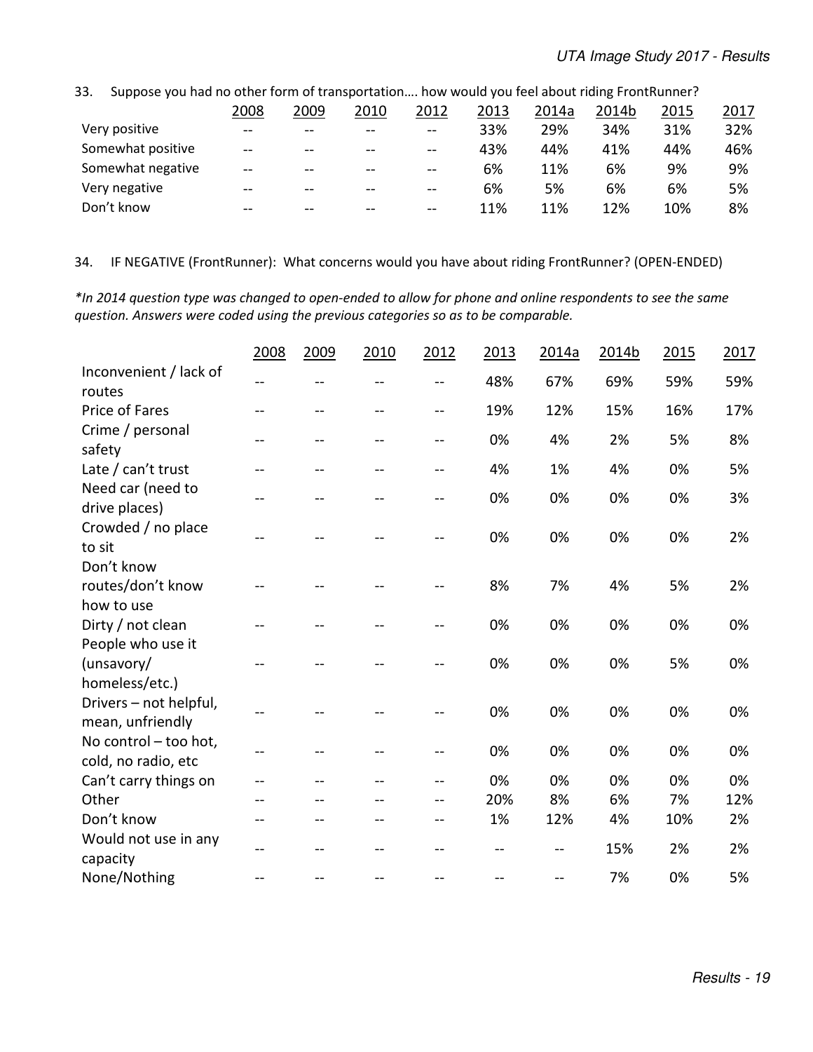33. Suppose you had no other form of transportation…. how would you feel about riding FrontRunner?

| | 2008 | 2009 | 2010 | 2012 | 2013 | 2014a | 2014b | 2015 | 2017 |
|---|---|---|---|---|---|---|---|---|---|
| Very positive | -- | -- | -- | -- | 33% | 29% | 34% | 31% | 32% |
| Somewhat positive | -- | -- | -- | -- | 43% | 44% | 41% | 44% | 46% |
| Somewhat negative | -- | -- | -- | -- | 6% | 11% | 6% | 9% | 9% |
| Very negative | -- | -- | -- | -- | 6% | 5% | 6% | 6% | 5% |
| Don't know | -- | -- | -- | -- | 11% | 11% | 12% | 10% | 8% |

34. IF NEGATIVE (FrontRunner): What concerns would you have about riding FrontRunner? (OPEN-ENDED)

*\*In 2014 question type was changed to open-ended to allow for phone and online respondents to see the same question. Answers were coded using the previous categories so as to be comparable.*

| | 2008 | 2009 | 2010 | 2012 | 2013 | 2014a | 2014b | 2015 | 2017 |
|---|---|---|---|---|---|---|---|---|---|
| Inconvenient / lack of routes | -- | -- | -- | -- | 48% | 67% | 69% | 59% | 59% |
| Price of Fares | -- | -- | -- | -- | 19% | 12% | 15% | 16% | 17% |
| Crime / personal safety | -- | -- | -- | -- | 0% | 4% | 2% | 5% | 8% |
| Late / can't trust | -- | -- | -- | -- | 4% | 1% | 4% | 0% | 5% |
| Need car (need to drive places) | -- | -- | -- | -- | 0% | 0% | 0% | 0% | 3% |
| Crowded / no place to sit | -- | -- | -- | -- | 0% | 0% | 0% | 0% | 2% |
| Don't know routes/don't know how to use | -- | -- | -- | -- | 8% | 7% | 4% | 5% | 2% |
| Dirty / not clean | -- | -- | -- | -- | 0% | 0% | 0% | 0% | 0% |
| People who use it (unsavory/ homeless/etc.) | -- | -- | -- | -- | 0% | 0% | 0% | 5% | 0% |
| Drivers – not helpful, mean, unfriendly | -- | -- | -- | -- | 0% | 0% | 0% | 0% | 0% |
| No control – too hot, cold, no radio, etc | -- | -- | -- | -- | 0% | 0% | 0% | 0% | 0% |
| Can't carry things on | -- | -- | -- | -- | 0% | 0% | 0% | 0% | 0% |
| Other | -- | -- | -- | -- | 20% | 8% | 6% | 7% | 12% |
| Don't know | -- | -- | -- | -- | 1% | 12% | 4% | 10% | 2% |
| Would not use in any capacity | -- | -- | -- | -- | -- | -- | 15% | 2% | 2% |
| None/Nothing | -- | -- | -- | -- | -- | -- | 7% | 0% | 5% |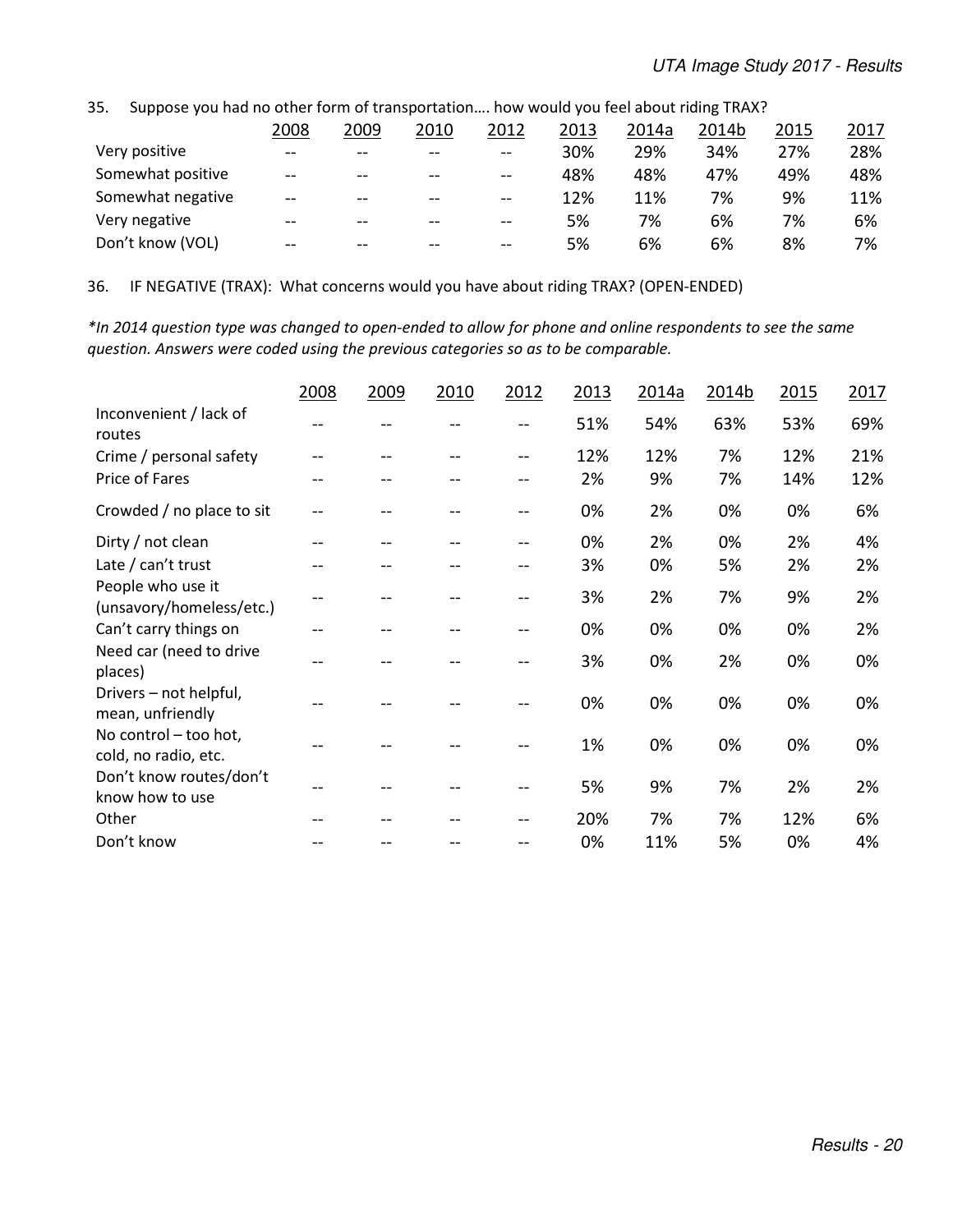35. Suppose you had no other form of transportation…. how would you feel about riding TRAX?

| | 2008 | 2009 | 2010 | 2012 | 2013 | 2014a | 2014b | 2015 | 2017 |
|---|---|---|---|---|---|---|---|---|---|
| Very positive | -- | -- | -- | -- | 30% | 29% | 34% | 27% | 28% |
| Somewhat positive | -- | -- | -- | -- | 48% | 48% | 47% | 49% | 48% |
| Somewhat negative | -- | -- | -- | -- | 12% | 11% | 7% | 9% | 11% |
| Very negative | -- | -- | -- | -- | 5% | 7% | 6% | 7% | 6% |
| Don't know (VOL) | -- | -- | -- | -- | 5% | 6% | 6% | 8% | 7% |

36. IF NEGATIVE (TRAX): What concerns would you have about riding TRAX? (OPEN-ENDED)

*\*In 2014 question type was changed to open-ended to allow for phone and online respondents to see the same question. Answers were coded using the previous categories so as to be comparable.*

| | 2008 | 2009 | 2010 | 2012 | 2013 | 2014a | 2014b | 2015 | 2017 |
|---|---|---|---|---|---|---|---|---|---|
| Inconvenient / lack of routes | -- | -- | -- | -- | 51% | 54% | 63% | 53% | 69% |
| Crime / personal safety | -- | -- | -- | -- | 12% | 12% | 7% | 12% | 21% |
| Price of Fares | -- | -- | -- | -- | 2% | 9% | 7% | 14% | 12% |
| Crowded / no place to sit | -- | -- | -- | -- | 0% | 2% | 0% | 0% | 6% |
| Dirty / not clean | -- | -- | -- | -- | 0% | 2% | 0% | 2% | 4% |
| Late / can't trust | -- | -- | -- | -- | 3% | 0% | 5% | 2% | 2% |
| People who use it (unsavory/homeless/etc.) | -- | -- | -- | -- | 3% | 2% | 7% | 9% | 2% |
| Can't carry things on | -- | -- | -- | -- | 0% | 0% | 0% | 0% | 2% |
| Need car (need to drive places) | -- | -- | -- | -- | 3% | 0% | 2% | 0% | 0% |
| Drivers – not helpful, mean, unfriendly | -- | -- | -- | -- | 0% | 0% | 0% | 0% | 0% |
| No control – too hot, cold, no radio, etc. | -- | -- | -- | -- | 1% | 0% | 0% | 0% | 0% |
| Don't know routes/don't know how to use | -- | -- | -- | -- | 5% | 9% | 7% | 2% | 2% |
| Other | -- | -- | -- | -- | 20% | 7% | 7% | 12% | 6% |
| Don't know | -- | -- | -- | -- | 0% | 11% | 5% | 0% | 4% |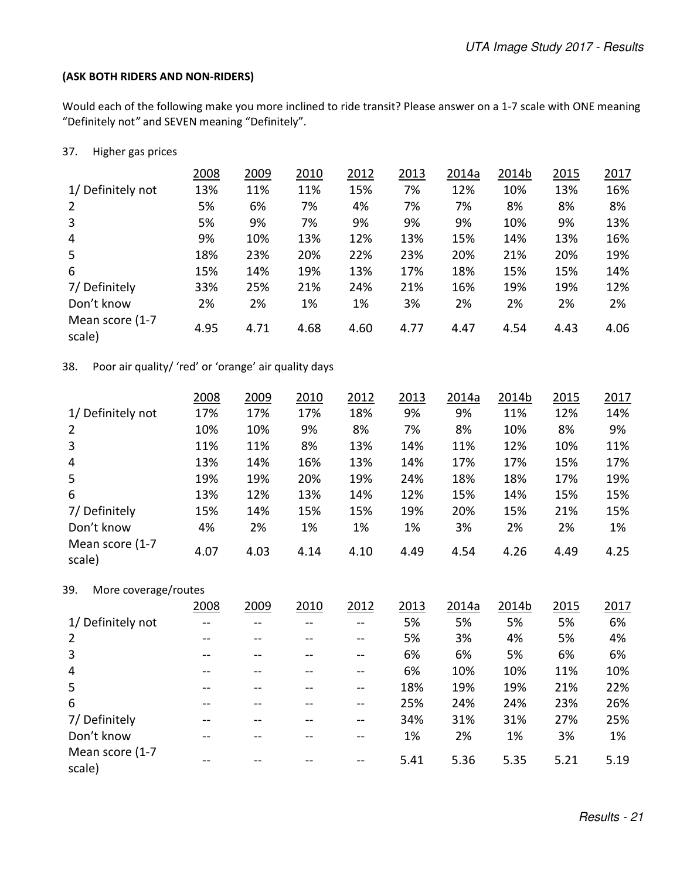**(ASK BOTH RIDERS AND NON-RIDERS)**

Would each of the following make you more inclined to ride transit? Please answer on a 1-7 scale with ONE meaning "Definitely not" and SEVEN meaning "Definitely".

37. Higher gas prices

| | 2008 | 2009 | 2010 | 2012 | 2013 | 2014a | 2014b | 2015 | 2017 |
|---|---|---|---|---|---|---|---|---|---|
| 1/ Definitely not | 13% | 11% | 11% | 15% | 7% | 12% | 10% | 13% | 16% |
| 2 | 5% | 6% | 7% | 4% | 7% | 7% | 8% | 8% | 8% |
| 3 | 5% | 9% | 7% | 9% | 9% | 9% | 10% | 9% | 13% |
| 4 | 9% | 10% | 13% | 12% | 13% | 15% | 14% | 13% | 16% |
| 5 | 18% | 23% | 20% | 22% | 23% | 20% | 21% | 20% | 19% |
| 6 | 15% | 14% | 19% | 13% | 17% | 18% | 15% | 15% | 14% |
| 7/ Definitely | 33% | 25% | 21% | 24% | 21% | 16% | 19% | 19% | 12% |
| Don't know | 2% | 2% | 1% | 1% | 3% | 2% | 2% | 2% | 2% |
| Mean score (1-7 scale) | 4.95 | 4.71 | 4.68 | 4.60 | 4.77 | 4.47 | 4.54 | 4.43 | 4.06 |

38. Poor air quality/ 'red' or 'orange' air quality days

| | 2008 | 2009 | 2010 | 2012 | 2013 | 2014a | 2014b | 2015 | 2017 |
|---|---|---|---|---|---|---|---|---|---|
| 1/ Definitely not | 17% | 17% | 17% | 18% | 9% | 9% | 11% | 12% | 14% |
| 2 | 10% | 10% | 9% | 8% | 7% | 8% | 10% | 8% | 9% |
| 3 | 11% | 11% | 8% | 13% | 14% | 11% | 12% | 10% | 11% |
| 4 | 13% | 14% | 16% | 13% | 14% | 17% | 17% | 15% | 17% |
| 5 | 19% | 19% | 20% | 19% | 24% | 18% | 18% | 17% | 19% |
| 6 | 13% | 12% | 13% | 14% | 12% | 15% | 14% | 15% | 15% |
| 7/ Definitely | 15% | 14% | 15% | 15% | 19% | 20% | 15% | 21% | 15% |
| Don't know | 4% | 2% | 1% | 1% | 1% | 3% | 2% | 2% | 1% |
| Mean score (1-7 scale) | 4.07 | 4.03 | 4.14 | 4.10 | 4.49 | 4.54 | 4.26 | 4.49 | 4.25 |

39. More coverage/routes

| | 2008 | 2009 | 2010 | 2012 | 2013 | 2014a | 2014b | 2015 | 2017 |
|---|---|---|---|---|---|---|---|---|---|
| 1/ Definitely not | -- | -- | -- | -- | 5% | 5% | 5% | 5% | 6% |
| 2 | -- | -- | -- | -- | 5% | 3% | 4% | 5% | 4% |
| 3 | -- | -- | -- | -- | 6% | 6% | 5% | 6% | 6% |
| 4 | -- | -- | -- | -- | 6% | 10% | 10% | 11% | 10% |
| 5 | -- | -- | -- | -- | 18% | 19% | 19% | 21% | 22% |
| 6 | -- | -- | -- | -- | 25% | 24% | 24% | 23% | 26% |
| 7/ Definitely | -- | -- | -- | -- | 34% | 31% | 31% | 27% | 25% |
| Don't know | -- | -- | -- | -- | 1% | 2% | 1% | 3% | 1% |
| Mean score (1-7 scale) | -- | -- | -- | -- | 5.41 | 5.36 | 5.35 | 5.21 | 5.19 |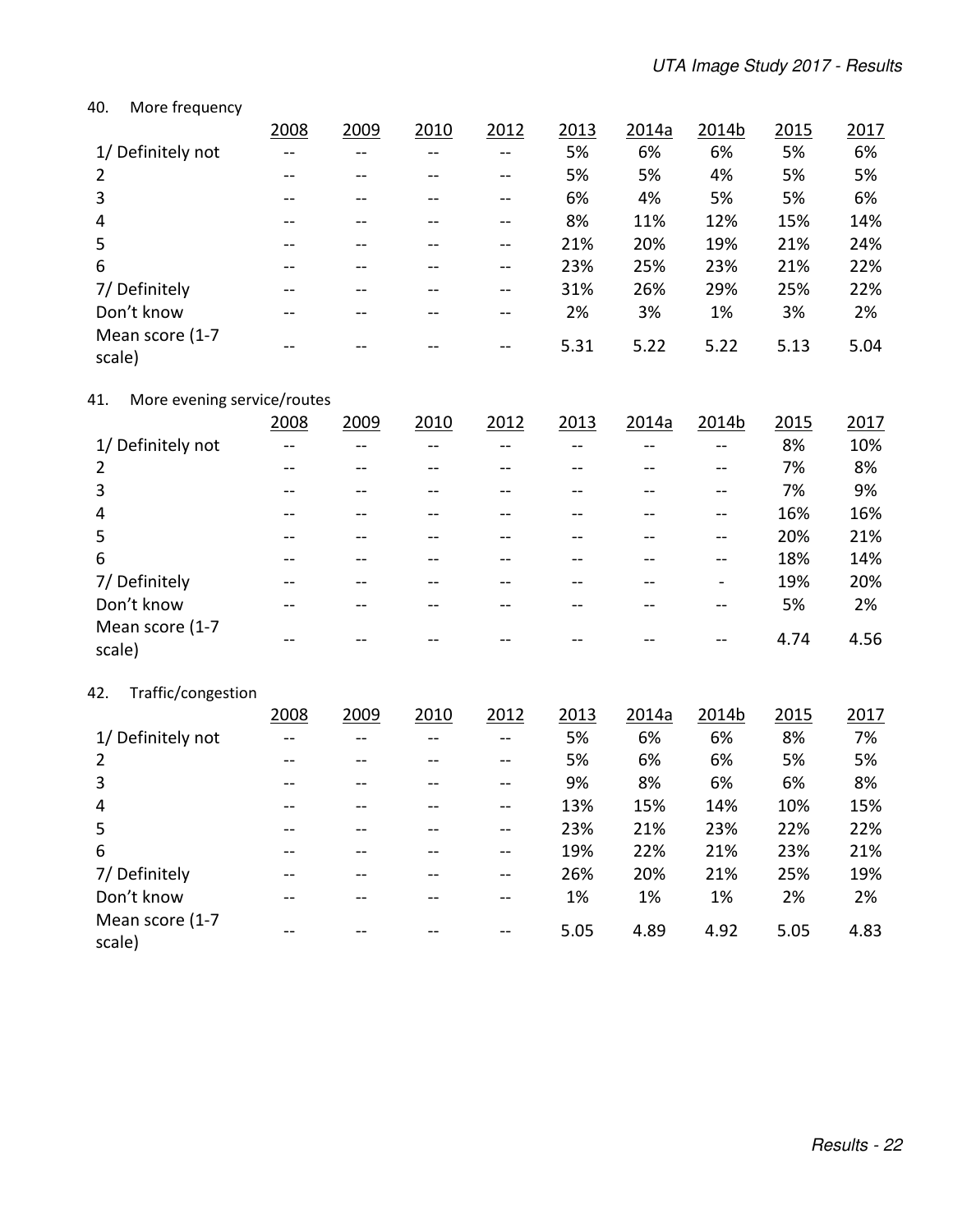40. More frequency

| | 2008 | 2009 | 2010 | 2012 | 2013 | 2014a | 2014b | 2015 | 2017 |
|---|---|---|---|---|---|---|---|---|---|
| 1/ Definitely not | -- | -- | -- | -- | 5% | 6% | 6% | 5% | 6% |
| 2 | -- | -- | -- | -- | 5% | 5% | 4% | 5% | 5% |
| 3 | -- | -- | -- | -- | 6% | 4% | 5% | 5% | 6% |
| 4 | -- | -- | -- | -- | 8% | 11% | 12% | 15% | 14% |
| 5 | -- | -- | -- | -- | 21% | 20% | 19% | 21% | 24% |
| 6 | -- | -- | -- | -- | 23% | 25% | 23% | 21% | 22% |
| 7/ Definitely | -- | -- | -- | -- | 31% | 26% | 29% | 25% | 22% |
| Don't know | -- | -- | -- | -- | 2% | 3% | 1% | 3% | 2% |
| Mean score (1-7 scale) | -- | -- | -- | -- | 5.31 | 5.22 | 5.22 | 5.13 | 5.04 |

41. More evening service/routes

| | 2008 | 2009 | 2010 | 2012 | 2013 | 2014a | 2014b | 2015 | 2017 |
|---|---|---|---|---|---|---|---|---|---|
| 1/ Definitely not | -- | -- | -- | -- | -- | -- | -- | 8% | 10% |
| 2 | -- | -- | -- | -- | -- | -- | -- | 7% | 8% |
| 3 | -- | -- | -- | -- | -- | -- | -- | 7% | 9% |
| 4 | -- | -- | -- | -- | -- | -- | -- | 16% | 16% |
| 5 | -- | -- | -- | -- | -- | -- | -- | 20% | 21% |
| 6 | -- | -- | -- | -- | -- | -- | -- | 18% | 14% |
| 7/ Definitely | -- | -- | -- | -- | -- | -- | - | 19% | 20% |
| Don't know | -- | -- | -- | -- | -- | -- | -- | 5% | 2% |
| Mean score (1-7 scale) | -- | -- | -- | -- | -- | -- | -- | 4.74 | 4.56 |

42. Traffic/congestion

| | 2008 | 2009 | 2010 | 2012 | 2013 | 2014a | 2014b | 2015 | 2017 |
|---|---|---|---|---|---|---|---|---|---|
| 1/ Definitely not | -- | -- | -- | -- | 5% | 6% | 6% | 8% | 7% |
| 2 | -- | -- | -- | -- | 5% | 6% | 6% | 5% | 5% |
| 3 | -- | -- | -- | -- | 9% | 8% | 6% | 6% | 8% |
| 4 | -- | -- | -- | -- | 13% | 15% | 14% | 10% | 15% |
| 5 | -- | -- | -- | -- | 23% | 21% | 23% | 22% | 22% |
| 6 | -- | -- | -- | -- | 19% | 22% | 21% | 23% | 21% |
| 7/ Definitely | -- | -- | -- | -- | 26% | 20% | 21% | 25% | 19% |
| Don't know | -- | -- | -- | -- | 1% | 1% | 1% | 2% | 2% |
| Mean score (1-7 scale) | -- | -- | -- | -- | 5.05 | 4.89 | 4.92 | 5.05 | 4.83 |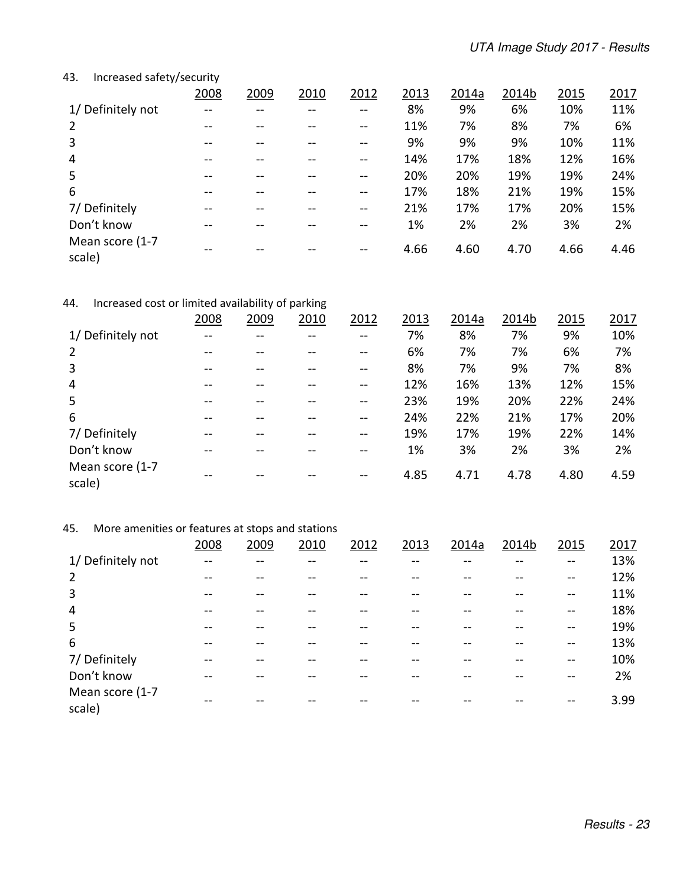43. Increased safety/security

| | 2008 | 2009 | 2010 | 2012 | 2013 | 2014a | 2014b | 2015 | 2017 |
|---|---|---|---|---|---|---|---|---|---|
| 1/ Definitely not | -- | -- | -- | -- | 8% | 9% | 6% | 10% | 11% |
| 2 | -- | -- | -- | -- | 11% | 7% | 8% | 7% | 6% |
| 3 | -- | -- | -- | -- | 9% | 9% | 9% | 10% | 11% |
| 4 | -- | -- | -- | -- | 14% | 17% | 18% | 12% | 16% |
| 5 | -- | -- | -- | -- | 20% | 20% | 19% | 19% | 24% |
| 6 | -- | -- | -- | -- | 17% | 18% | 21% | 19% | 15% |
| 7/ Definitely | -- | -- | -- | -- | 21% | 17% | 17% | 20% | 15% |
| Don't know | -- | -- | -- | -- | 1% | 2% | 2% | 3% | 2% |
| Mean score (1-7 scale) | -- | -- | -- | -- | 4.66 | 4.60 | 4.70 | 4.66 | 4.46 |

44. Increased cost or limited availability of parking

| | 2008 | 2009 | 2010 | 2012 | 2013 | 2014a | 2014b | 2015 | 2017 |
|---|---|---|---|---|---|---|---|---|---|
| 1/ Definitely not | -- | -- | -- | -- | 7% | 8% | 7% | 9% | 10% |
| 2 | -- | -- | -- | -- | 6% | 7% | 7% | 6% | 7% |
| 3 | -- | -- | -- | -- | 8% | 7% | 9% | 7% | 8% |
| 4 | -- | -- | -- | -- | 12% | 16% | 13% | 12% | 15% |
| 5 | -- | -- | -- | -- | 23% | 19% | 20% | 22% | 24% |
| 6 | -- | -- | -- | -- | 24% | 22% | 21% | 17% | 20% |
| 7/ Definitely | -- | -- | -- | -- | 19% | 17% | 19% | 22% | 14% |
| Don't know | -- | -- | -- | -- | 1% | 3% | 2% | 3% | 2% |
| Mean score (1-7 scale) | -- | -- | -- | -- | 4.85 | 4.71 | 4.78 | 4.80 | 4.59 |

45. More amenities or features at stops and stations

| | 2008 | 2009 | 2010 | 2012 | 2013 | 2014a | 2014b | 2015 | 2017 |
|---|---|---|---|---|---|---|---|---|---|
| 1/ Definitely not | -- | -- | -- | -- | -- | -- | -- | -- | 13% |
| 2 | -- | -- | -- | -- | -- | -- | -- | -- | 12% |
| 3 | -- | -- | -- | -- | -- | -- | -- | -- | 11% |
| 4 | -- | -- | -- | -- | -- | -- | -- | -- | 18% |
| 5 | -- | -- | -- | -- | -- | -- | -- | -- | 19% |
| 6 | -- | -- | -- | -- | -- | -- | -- | -- | 13% |
| 7/ Definitely | -- | -- | -- | -- | -- | -- | -- | -- | 10% |
| Don't know | -- | -- | -- | -- | -- | -- | -- | -- | 2% |
| Mean score (1-7 scale) | -- | -- | -- | -- | -- | -- | -- | -- | 3.99 |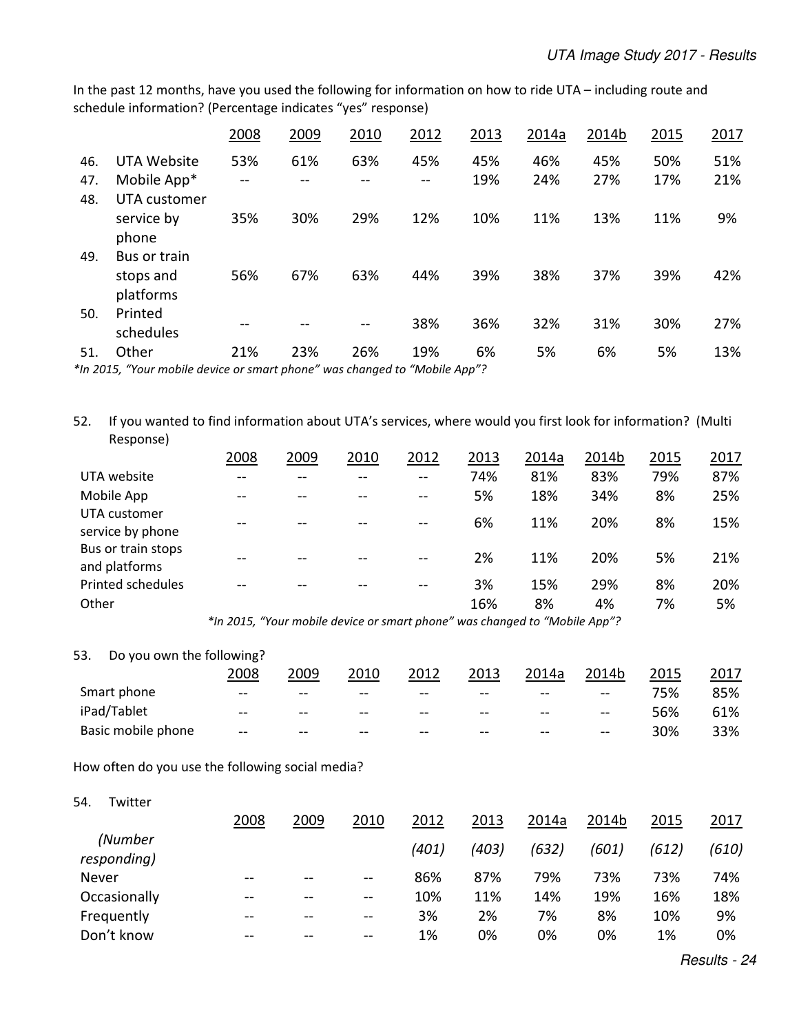In the past 12 months, have you used the following for information on how to ride UTA – including route and schedule information? (Percentage indicates "yes" response)

| | | 2008 | 2009 | 2010 | 2012 | 2013 | 2014a | 2014b | 2015 | 2017 |
|---|---|---|---|---|---|---|---|---|---|---|
| 46. | UTA Website | 53% | 61% | 63% | 45% | 45% | 46% | 45% | 50% | 51% |
| 47. | Mobile App* | -- | -- | -- | -- | 19% | 24% | 27% | 17% | 21% |
| 48. | UTA customer service by phone | 35% | 30% | 29% | 12% | 10% | 11% | 13% | 11% | 9% |
| 49. | Bus or train stops and platforms | 56% | 67% | 63% | 44% | 39% | 38% | 37% | 39% | 42% |
| 50. | Printed schedules | -- | -- | -- | 38% | 36% | 32% | 31% | 30% | 27% |
| 51. | Other | 21% | 23% | 26% | 19% | 6% | 5% | 6% | 5% | 13% |

*In 2015, "Your mobile device or smart phone" was changed to "Mobile App"?*

52. If you wanted to find information about UTA's services, where would you first look for information? (Multi Response)

| | 2008 | 2009 | 2010 | 2012 | 2013 | 2014a | 2014b | 2015 | 2017 |
|---|---|---|---|---|---|---|---|---|---|
| UTA website | -- | -- | -- | -- | 74% | 81% | 83% | 79% | 87% |
| Mobile App | -- | -- | -- | -- | 5% | 18% | 34% | 8% | 25% |
| UTA customer service by phone | -- | -- | -- | -- | 6% | 11% | 20% | 8% | 15% |
| Bus or train stops and platforms | -- | -- | -- | -- | 2% | 11% | 20% | 5% | 21% |
| Printed schedules | -- | -- | -- | -- | 3% | 15% | 29% | 8% | 20% |
| Other | | | | | 16% | 8% | 4% | 7% | 5% |

*In 2015, "Your mobile device or smart phone" was changed to "Mobile App"?*

53. Do you own the following?

| | 2008 | 2009 | 2010 | 2012 | 2013 | 2014a | 2014b | 2015 | 2017 |
|---|---|---|---|---|---|---|---|---|---|
| Smart phone | -- | -- | -- | -- | -- | -- | -- | 75% | 85% |
| iPad/Tablet | -- | -- | -- | -- | -- | -- | -- | 56% | 61% |
| Basic mobile phone | -- | -- | -- | -- | -- | -- | -- | 30% | 33% |

How often do you use the following social media?

54. Twitter

| | 2008 | 2009 | 2010 | 2012 | 2013 | 2014a | 2014b | 2015 | 2017 |
|---|---|---|---|---|---|---|---|---|---|
| *(Number responding)* | | | | *(401)* | *(403)* | *(632)* | *(601)* | *(612)* | *(610)* |
| Never | -- | -- | -- | 86% | 87% | 79% | 73% | 73% | 74% |
| Occasionally | -- | -- | -- | 10% | 11% | 14% | 19% | 16% | 18% |
| Frequently | -- | -- | -- | 3% | 2% | 7% | 8% | 10% | 9% |
| Don't know | -- | -- | -- | 1% | 0% | 0% | 0% | 1% | 0% |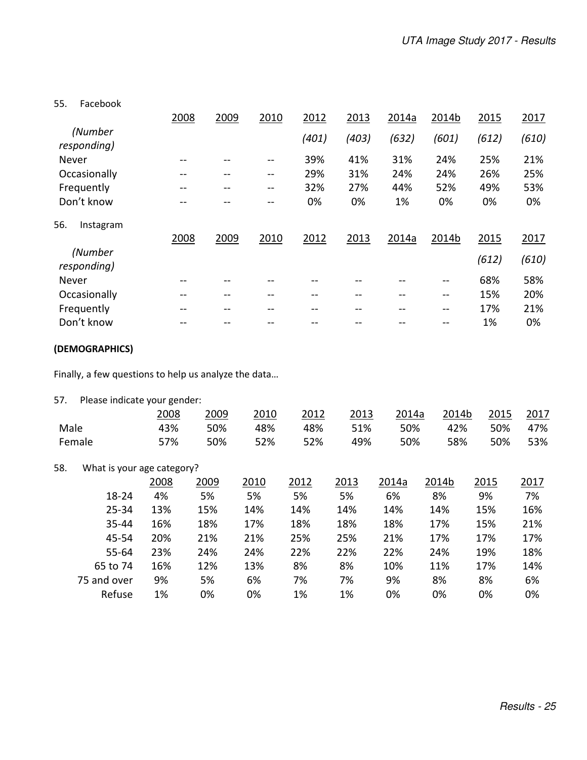55. Facebook

| | 2008 | 2009 | 2010 | 2012 | 2013 | 2014a | 2014b | 2015 | 2017 |
|---|---|---|---|---|---|---|---|---|---|
| *(Number responding)* | | | | *(401)* | *(403)* | *(632)* | *(601)* | *(612)* | *(610)* |
| Never | -- | -- | -- | 39% | 41% | 31% | 24% | 25% | 21% |
| Occasionally | -- | -- | -- | 29% | 31% | 24% | 24% | 26% | 25% |
| Frequently | -- | -- | -- | 32% | 27% | 44% | 52% | 49% | 53% |
| Don't know | -- | -- | -- | 0% | 0% | 1% | 0% | 0% | 0% |

56. Instagram

| | 2008 | 2009 | 2010 | 2012 | 2013 | 2014a | 2014b | 2015 | 2017 |
|---|---|---|---|---|---|---|---|---|---|
| *(Number responding)* | | | | | | | | *(612)* | *(610)* |
| Never | -- | -- | -- | -- | -- | -- | -- | 68% | 58% |
| Occasionally | -- | -- | -- | -- | -- | -- | -- | 15% | 20% |
| Frequently | -- | -- | -- | -- | -- | -- | -- | 17% | 21% |
| Don't know | -- | -- | -- | -- | -- | -- | -- | 1% | 0% |

**(DEMOGRAPHICS)**

Finally, a few questions to help us analyze the data…

57. Please indicate your gender:

| | 2008 | 2009 | 2010 | 2012 | 2013 | 2014a | 2014b | 2015 | 2017 |
|---|---|---|---|---|---|---|---|---|---|
| Male | 43% | 50% | 48% | 48% | 51% | 50% | 42% | 50% | 47% |
| Female | 57% | 50% | 52% | 52% | 49% | 50% | 58% | 50% | 53% |

58. What is your age category?

| | 2008 | 2009 | 2010 | 2012 | 2013 | 2014a | 2014b | 2015 | 2017 |
|---|---|---|---|---|---|---|---|---|---|
| 18-24 | 4% | 5% | 5% | 5% | 5% | 6% | 8% | 9% | 7% |
| 25-34 | 13% | 15% | 14% | 14% | 14% | 14% | 14% | 15% | 16% |
| 35-44 | 16% | 18% | 17% | 18% | 18% | 18% | 17% | 15% | 21% |
| 45-54 | 20% | 21% | 21% | 25% | 25% | 21% | 17% | 17% | 17% |
| 55-64 | 23% | 24% | 24% | 22% | 22% | 22% | 24% | 19% | 18% |
| 65 to 74 | 16% | 12% | 13% | 8% | 8% | 10% | 11% | 17% | 14% |
| 75 and over | 9% | 5% | 6% | 7% | 7% | 9% | 8% | 8% | 6% |
| Refuse | 1% | 0% | 0% | 1% | 1% | 0% | 0% | 0% | 0% |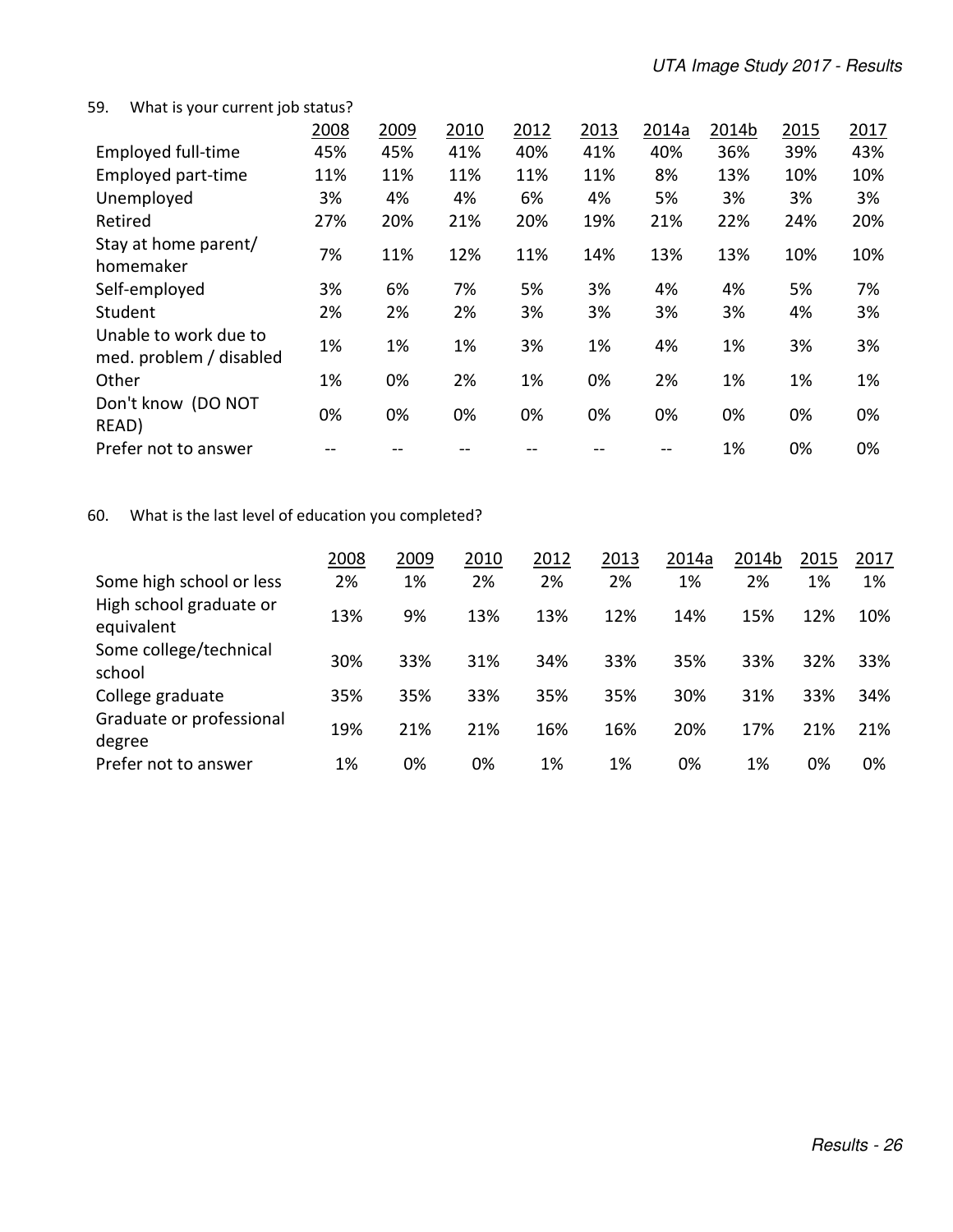59. What is your current job status?

| | 2008 | 2009 | 2010 | 2012 | 2013 | 2014a | 2014b | 2015 | 2017 |
|---|---|---|---|---|---|---|---|---|---|
| Employed full-time | 45% | 45% | 41% | 40% | 41% | 40% | 36% | 39% | 43% |
| Employed part-time | 11% | 11% | 11% | 11% | 11% | 8% | 13% | 10% | 10% |
| Unemployed | 3% | 4% | 4% | 6% | 4% | 5% | 3% | 3% | 3% |
| Retired | 27% | 20% | 21% | 20% | 19% | 21% | 22% | 24% | 20% |
| Stay at home parent/ homemaker | 7% | 11% | 12% | 11% | 14% | 13% | 13% | 10% | 10% |
| Self-employed | 3% | 6% | 7% | 5% | 3% | 4% | 4% | 5% | 7% |
| Student | 2% | 2% | 2% | 3% | 3% | 3% | 3% | 4% | 3% |
| Unable to work due to med. problem / disabled | 1% | 1% | 1% | 3% | 1% | 4% | 1% | 3% | 3% |
| Other | 1% | 0% | 2% | 1% | 0% | 2% | 1% | 1% | 1% |
| Don't know (DO NOT READ) | 0% | 0% | 0% | 0% | 0% | 0% | 0% | 0% | 0% |
| Prefer not to answer | -- | -- | -- | -- | -- | -- | 1% | 0% | 0% |

60. What is the last level of education you completed?

| | 2008 | 2009 | 2010 | 2012 | 2013 | 2014a | 2014b | 2015 | 2017 |
|---|---|---|---|---|---|---|---|---|---|
| Some high school or less | 2% | 1% | 2% | 2% | 2% | 1% | 2% | 1% | 1% |
| High school graduate or equivalent | 13% | 9% | 13% | 13% | 12% | 14% | 15% | 12% | 10% |
| Some college/technical school | 30% | 33% | 31% | 34% | 33% | 35% | 33% | 32% | 33% |
| College graduate | 35% | 35% | 33% | 35% | 35% | 30% | 31% | 33% | 34% |
| Graduate or professional degree | 19% | 21% | 21% | 16% | 16% | 20% | 17% | 21% | 21% |
| Prefer not to answer | 1% | 0% | 0% | 1% | 1% | 0% | 1% | 0% | 0% |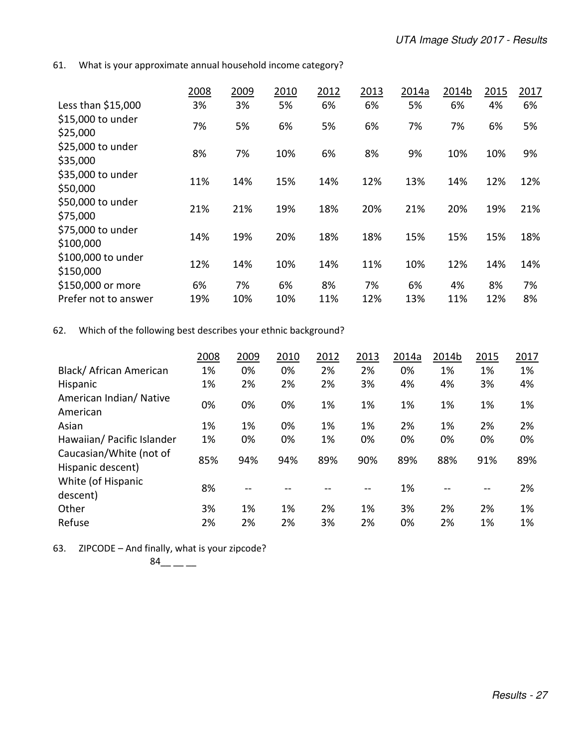61. What is your approximate annual household income category?

| | 2008 | 2009 | 2010 | 2012 | 2013 | 2014a | 2014b | 2015 | 2017 |
|---|---|---|---|---|---|---|---|---|---|
| Less than $15,000 | 3% | 3% | 5% | 6% | 6% | 5% | 6% | 4% | 6% |
| $15,000 to under $25,000 | 7% | 5% | 6% | 5% | 6% | 7% | 7% | 6% | 5% |
| $25,000 to under $35,000 | 8% | 7% | 10% | 6% | 8% | 9% | 10% | 10% | 9% |
| $35,000 to under $50,000 | 11% | 14% | 15% | 14% | 12% | 13% | 14% | 12% | 12% |
| $50,000 to under $75,000 | 21% | 21% | 19% | 18% | 20% | 21% | 20% | 19% | 21% |
| $75,000 to under $100,000 | 14% | 19% | 20% | 18% | 18% | 15% | 15% | 15% | 18% |
| $100,000 to under $150,000 | 12% | 14% | 10% | 14% | 11% | 10% | 12% | 14% | 14% |
| $150,000 or more | 6% | 7% | 6% | 8% | 7% | 6% | 4% | 8% | 7% |
| Prefer not to answer | 19% | 10% | 10% | 11% | 12% | 13% | 11% | 12% | 8% |

62. Which of the following best describes your ethnic background?

| | 2008 | 2009 | 2010 | 2012 | 2013 | 2014a | 2014b | 2015 | 2017 |
|---|---|---|---|---|---|---|---|---|---|
| Black/ African American | 1% | 0% | 0% | 2% | 2% | 0% | 1% | 1% | 1% |
| Hispanic | 1% | 2% | 2% | 2% | 3% | 4% | 4% | 3% | 4% |
| American Indian/ Native American | 0% | 0% | 0% | 1% | 1% | 1% | 1% | 1% | 1% |
| Asian | 1% | 1% | 0% | 1% | 1% | 2% | 1% | 2% | 2% |
| Hawaiian/ Pacific Islander | 1% | 0% | 0% | 1% | 0% | 0% | 0% | 0% | 0% |
| Caucasian/White (not of Hispanic descent) | 85% | 94% | 94% | 89% | 90% | 89% | 88% | 91% | 89% |
| White (of Hispanic descent) | 8% | -- | -- | -- | -- | 1% | -- | -- | 2% |
| Other | 3% | 1% | 1% | 2% | 1% | 3% | 2% | 2% | 1% |
| Refuse | 2% | 2% | 2% | 3% | 2% | 0% | 2% | 1% | 1% |

63. ZIPCODE – And finally, what is your zipcode?

84__ __ __